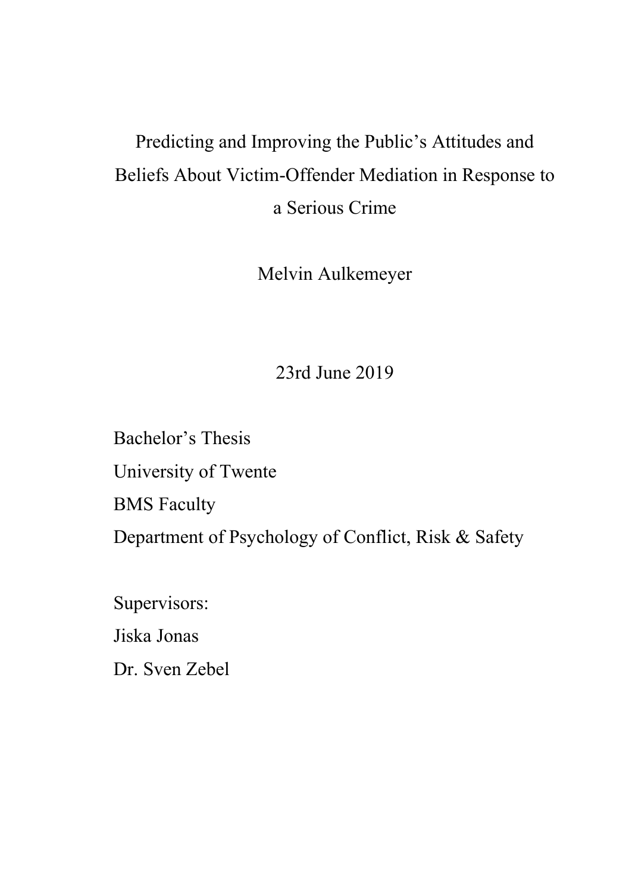# Predicting and Improving the Public's Attitudes and Beliefs About Victim-Offender Mediation in Response to a Serious Crime

Melvin Aulkemeyer

23rd June 2019

Bachelor's Thesis
University of Twente
BMS Faculty
Department of Psychology of Conflict, Risk & Safety

Supervisors:
Jiska Jonas
Dr. Sven Zebel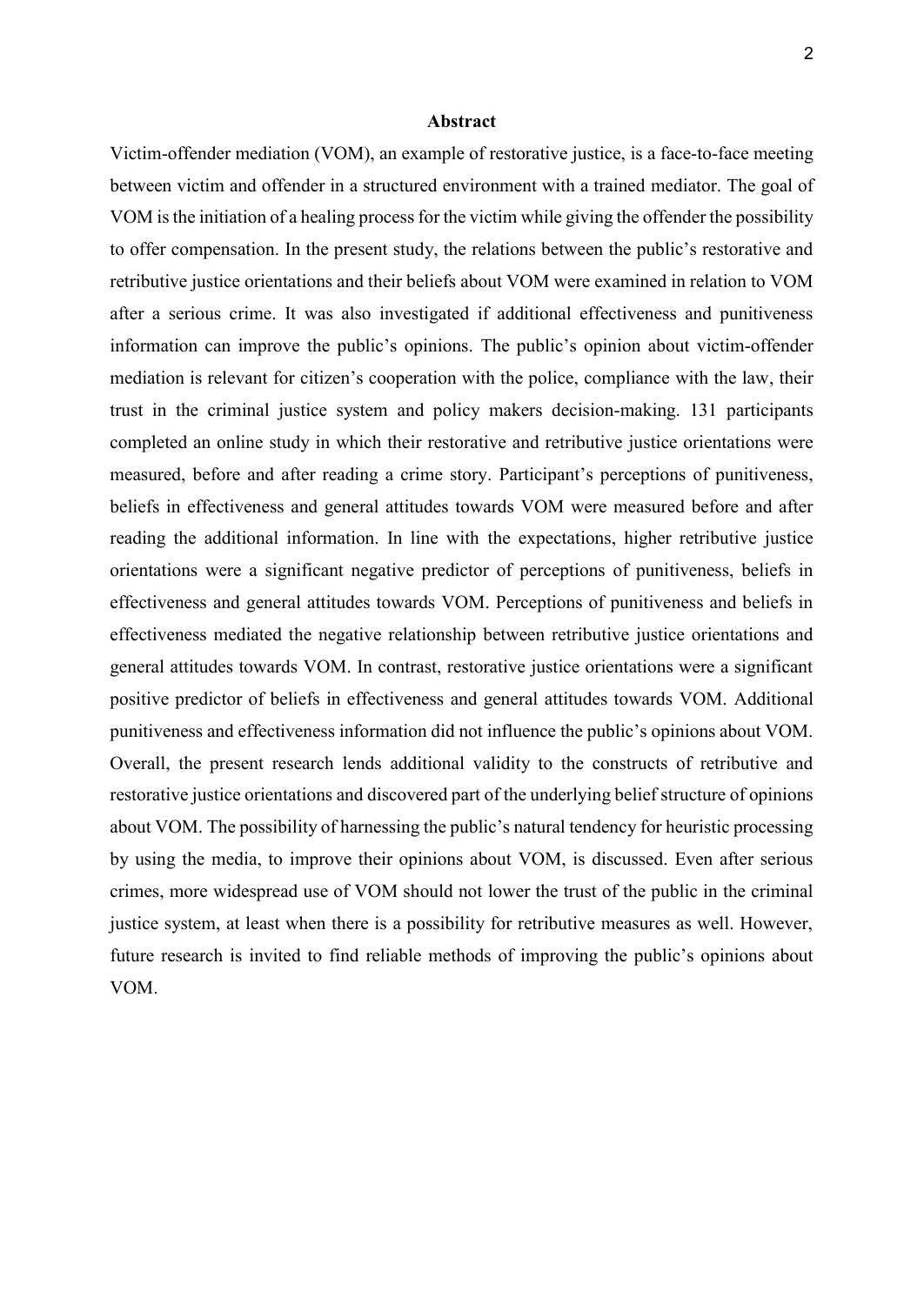## Abstract

Victim-offender mediation (VOM), an example of restorative justice, is a face-to-face meeting between victim and offender in a structured environment with a trained mediator. The goal of VOM is the initiation of a healing process for the victim while giving the offender the possibility to offer compensation. In the present study, the relations between the public's restorative and retributive justice orientations and their beliefs about VOM were examined in relation to VOM after a serious crime. It was also investigated if additional effectiveness and punitiveness information can improve the public's opinions. The public's opinion about victim-offender mediation is relevant for citizen's cooperation with the police, compliance with the law, their trust in the criminal justice system and policy makers decision-making. 131 participants completed an online study in which their restorative and retributive justice orientations were measured, before and after reading a crime story. Participant's perceptions of punitiveness, beliefs in effectiveness and general attitudes towards VOM were measured before and after reading the additional information. In line with the expectations, higher retributive justice orientations were a significant negative predictor of perceptions of punitiveness, beliefs in effectiveness and general attitudes towards VOM. Perceptions of punitiveness and beliefs in effectiveness mediated the negative relationship between retributive justice orientations and general attitudes towards VOM. In contrast, restorative justice orientations were a significant positive predictor of beliefs in effectiveness and general attitudes towards VOM. Additional punitiveness and effectiveness information did not influence the public's opinions about VOM. Overall, the present research lends additional validity to the constructs of retributive and restorative justice orientations and discovered part of the underlying belief structure of opinions about VOM. The possibility of harnessing the public's natural tendency for heuristic processing by using the media, to improve their opinions about VOM, is discussed. Even after serious crimes, more widespread use of VOM should not lower the trust of the public in the criminal justice system, at least when there is a possibility for retributive measures as well. However, future research is invited to find reliable methods of improving the public's opinions about VOM.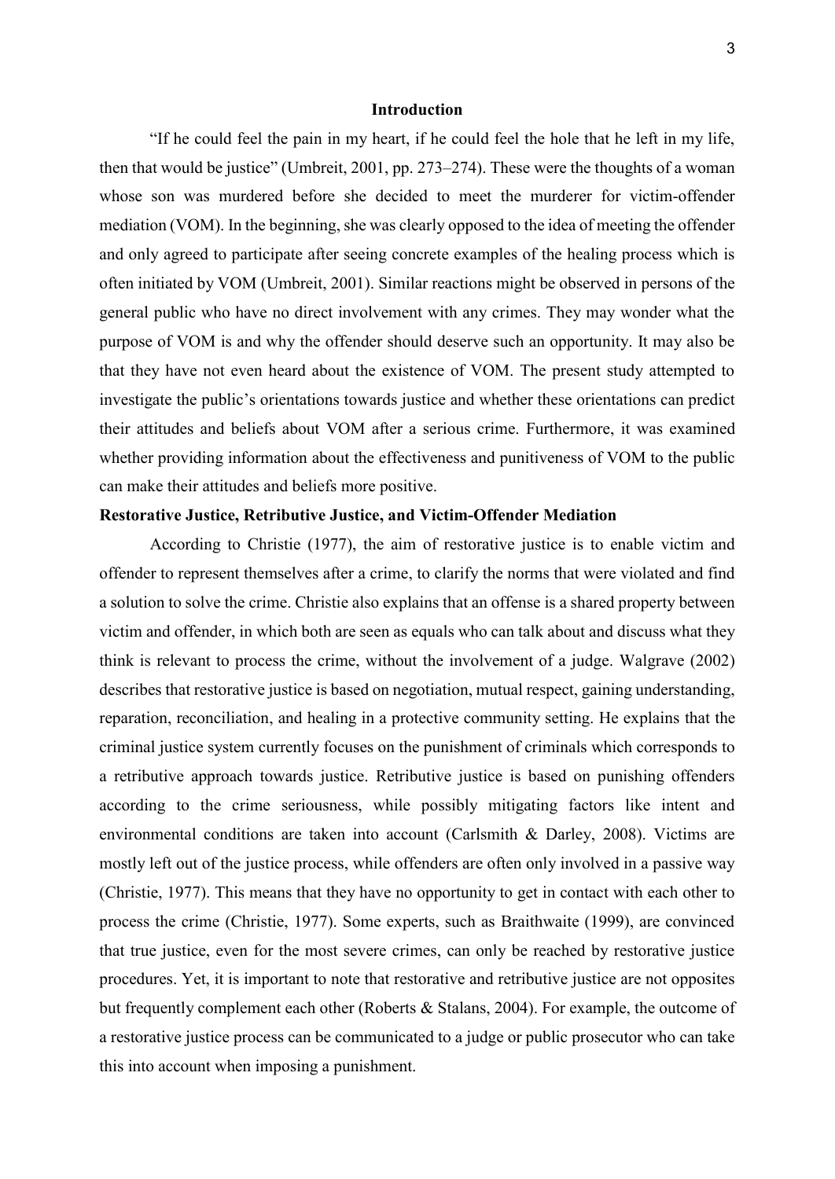# Introduction

"If he could feel the pain in my heart, if he could feel the hole that he left in my life, then that would be justice" (Umbreit, 2001, pp. 273–274). These were the thoughts of a woman whose son was murdered before she decided to meet the murderer for victim-offender mediation (VOM). In the beginning, she was clearly opposed to the idea of meeting the offender and only agreed to participate after seeing concrete examples of the healing process which is often initiated by VOM (Umbreit, 2001). Similar reactions might be observed in persons of the general public who have no direct involvement with any crimes. They may wonder what the purpose of VOM is and why the offender should deserve such an opportunity. It may also be that they have not even heard about the existence of VOM. The present study attempted to investigate the public's orientations towards justice and whether these orientations can predict their attitudes and beliefs about VOM after a serious crime. Furthermore, it was examined whether providing information about the effectiveness and punitiveness of VOM to the public can make their attitudes and beliefs more positive.

## Restorative Justice, Retributive Justice, and Victim-Offender Mediation

According to Christie (1977), the aim of restorative justice is to enable victim and offender to represent themselves after a crime, to clarify the norms that were violated and find a solution to solve the crime. Christie also explains that an offense is a shared property between victim and offender, in which both are seen as equals who can talk about and discuss what they think is relevant to process the crime, without the involvement of a judge. Walgrave (2002) describes that restorative justice is based on negotiation, mutual respect, gaining understanding, reparation, reconciliation, and healing in a protective community setting. He explains that the criminal justice system currently focuses on the punishment of criminals which corresponds to a retributive approach towards justice. Retributive justice is based on punishing offenders according to the crime seriousness, while possibly mitigating factors like intent and environmental conditions are taken into account (Carlsmith & Darley, 2008). Victims are mostly left out of the justice process, while offenders are often only involved in a passive way (Christie, 1977). This means that they have no opportunity to get in contact with each other to process the crime (Christie, 1977). Some experts, such as Braithwaite (1999), are convinced that true justice, even for the most severe crimes, can only be reached by restorative justice procedures. Yet, it is important to note that restorative and retributive justice are not opposites but frequently complement each other (Roberts & Stalans, 2004). For example, the outcome of a restorative justice process can be communicated to a judge or public prosecutor who can take this into account when imposing a punishment.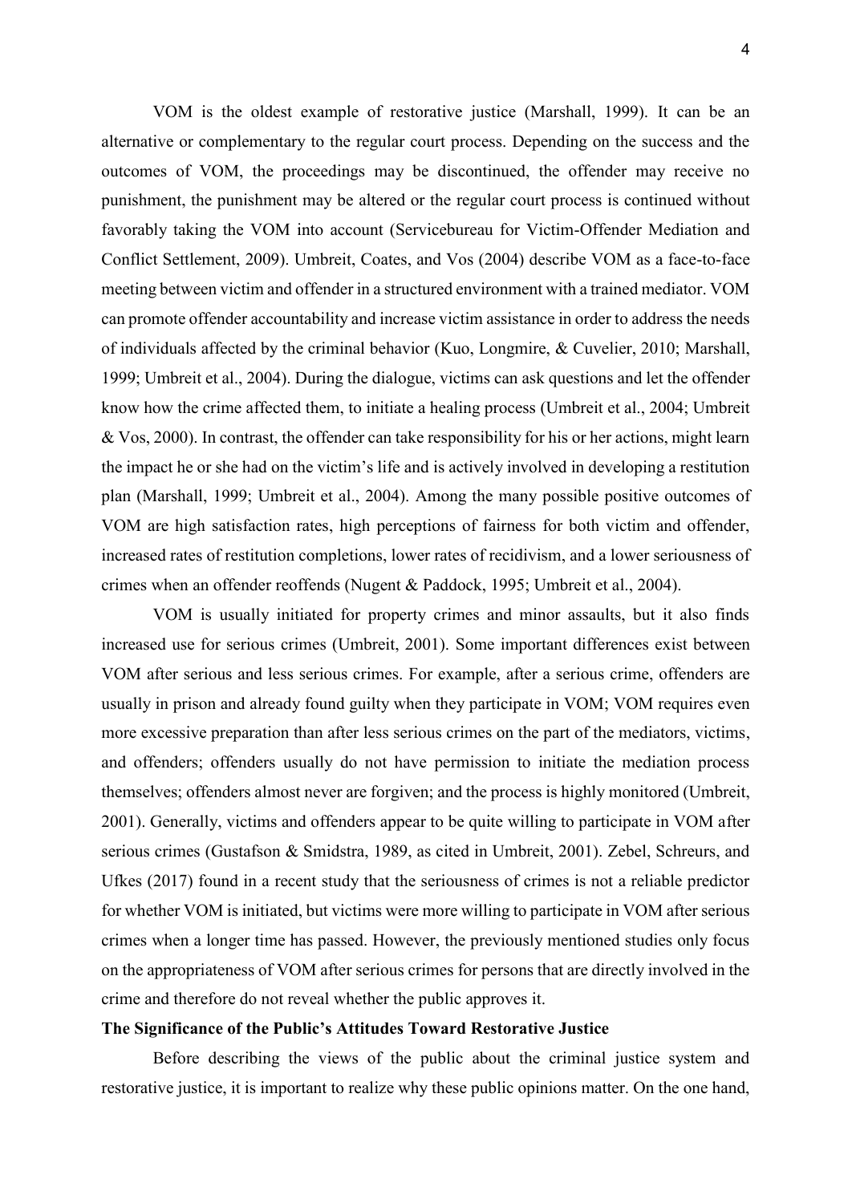VOM is the oldest example of restorative justice (Marshall, 1999). It can be an alternative or complementary to the regular court process. Depending on the success and the outcomes of VOM, the proceedings may be discontinued, the offender may receive no punishment, the punishment may be altered or the regular court process is continued without favorably taking the VOM into account (Servicebureau for Victim-Offender Mediation and Conflict Settlement, 2009). Umbreit, Coates, and Vos (2004) describe VOM as a face-to-face meeting between victim and offender in a structured environment with a trained mediator. VOM can promote offender accountability and increase victim assistance in order to address the needs of individuals affected by the criminal behavior (Kuo, Longmire, & Cuvelier, 2010; Marshall, 1999; Umbreit et al., 2004). During the dialogue, victims can ask questions and let the offender know how the crime affected them, to initiate a healing process (Umbreit et al., 2004; Umbreit & Vos, 2000). In contrast, the offender can take responsibility for his or her actions, might learn the impact he or she had on the victim's life and is actively involved in developing a restitution plan (Marshall, 1999; Umbreit et al., 2004). Among the many possible positive outcomes of VOM are high satisfaction rates, high perceptions of fairness for both victim and offender, increased rates of restitution completions, lower rates of recidivism, and a lower seriousness of crimes when an offender reoffends (Nugent & Paddock, 1995; Umbreit et al., 2004).

VOM is usually initiated for property crimes and minor assaults, but it also finds increased use for serious crimes (Umbreit, 2001). Some important differences exist between VOM after serious and less serious crimes. For example, after a serious crime, offenders are usually in prison and already found guilty when they participate in VOM; VOM requires even more excessive preparation than after less serious crimes on the part of the mediators, victims, and offenders; offenders usually do not have permission to initiate the mediation process themselves; offenders almost never are forgiven; and the process is highly monitored (Umbreit, 2001). Generally, victims and offenders appear to be quite willing to participate in VOM after serious crimes (Gustafson & Smidstra, 1989, as cited in Umbreit, 2001). Zebel, Schreurs, and Ufkes (2017) found in a recent study that the seriousness of crimes is not a reliable predictor for whether VOM is initiated, but victims were more willing to participate in VOM after serious crimes when a longer time has passed. However, the previously mentioned studies only focus on the appropriateness of VOM after serious crimes for persons that are directly involved in the crime and therefore do not reveal whether the public approves it.

**The Significance of the Public's Attitudes Toward Restorative Justice**

Before describing the views of the public about the criminal justice system and restorative justice, it is important to realize why these public opinions matter. On the one hand,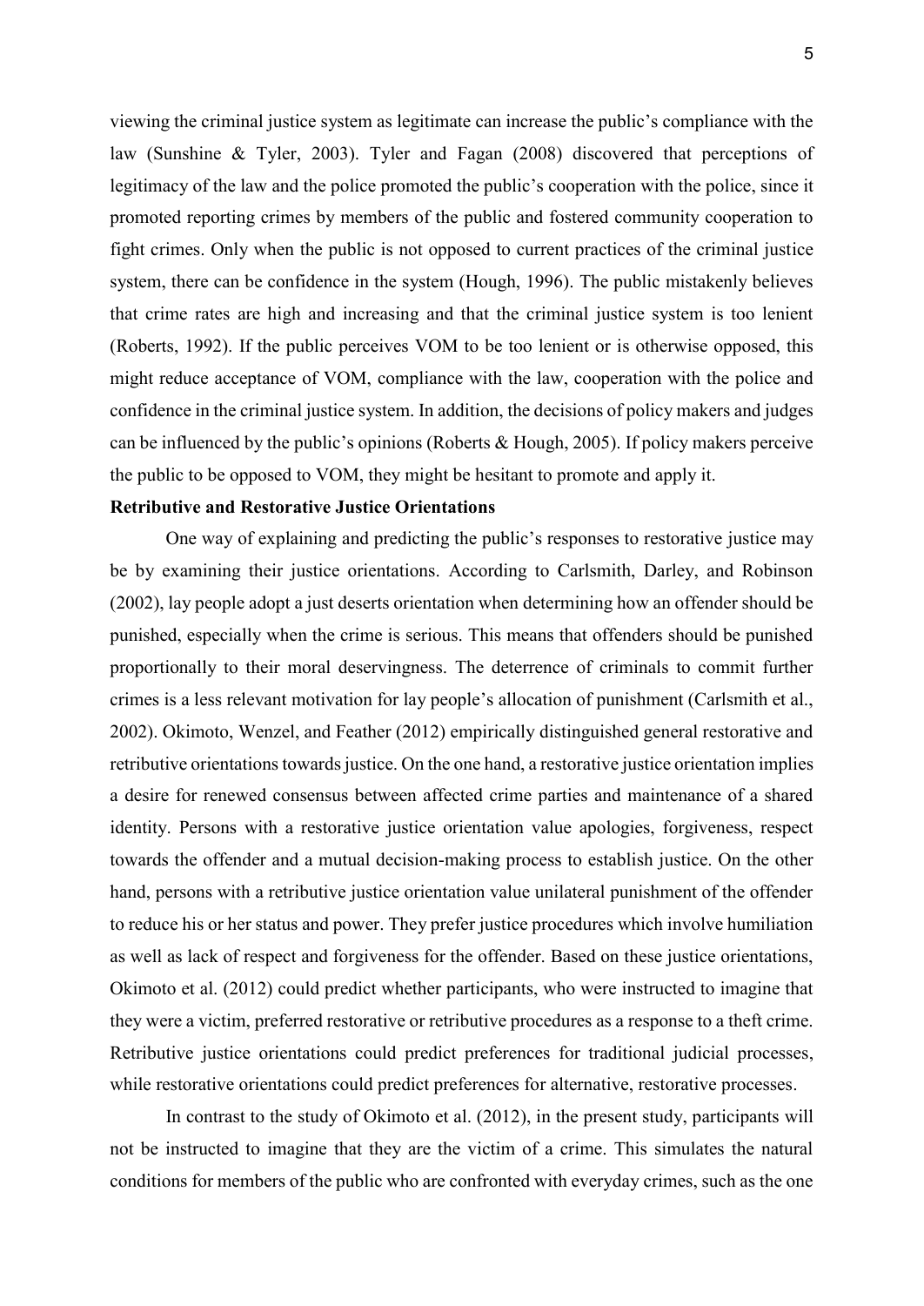viewing the criminal justice system as legitimate can increase the public's compliance with the law (Sunshine & Tyler, 2003). Tyler and Fagan (2008) discovered that perceptions of legitimacy of the law and the police promoted the public's cooperation with the police, since it promoted reporting crimes by members of the public and fostered community cooperation to fight crimes. Only when the public is not opposed to current practices of the criminal justice system, there can be confidence in the system (Hough, 1996). The public mistakenly believes that crime rates are high and increasing and that the criminal justice system is too lenient (Roberts, 1992). If the public perceives VOM to be too lenient or is otherwise opposed, this might reduce acceptance of VOM, compliance with the law, cooperation with the police and confidence in the criminal justice system. In addition, the decisions of policy makers and judges can be influenced by the public's opinions (Roberts & Hough, 2005). If policy makers perceive the public to be opposed to VOM, they might be hesitant to promote and apply it.

**Retributive and Restorative Justice Orientations**

One way of explaining and predicting the public's responses to restorative justice may be by examining their justice orientations. According to Carlsmith, Darley, and Robinson (2002), lay people adopt a just deserts orientation when determining how an offender should be punished, especially when the crime is serious. This means that offenders should be punished proportionally to their moral deservingness. The deterrence of criminals to commit further crimes is a less relevant motivation for lay people's allocation of punishment (Carlsmith et al., 2002). Okimoto, Wenzel, and Feather (2012) empirically distinguished general restorative and retributive orientations towards justice. On the one hand, a restorative justice orientation implies a desire for renewed consensus between affected crime parties and maintenance of a shared identity. Persons with a restorative justice orientation value apologies, forgiveness, respect towards the offender and a mutual decision-making process to establish justice. On the other hand, persons with a retributive justice orientation value unilateral punishment of the offender to reduce his or her status and power. They prefer justice procedures which involve humiliation as well as lack of respect and forgiveness for the offender. Based on these justice orientations, Okimoto et al. (2012) could predict whether participants, who were instructed to imagine that they were a victim, preferred restorative or retributive procedures as a response to a theft crime. Retributive justice orientations could predict preferences for traditional judicial processes, while restorative orientations could predict preferences for alternative, restorative processes.

In contrast to the study of Okimoto et al. (2012), in the present study, participants will not be instructed to imagine that they are the victim of a crime. This simulates the natural conditions for members of the public who are confronted with everyday crimes, such as the one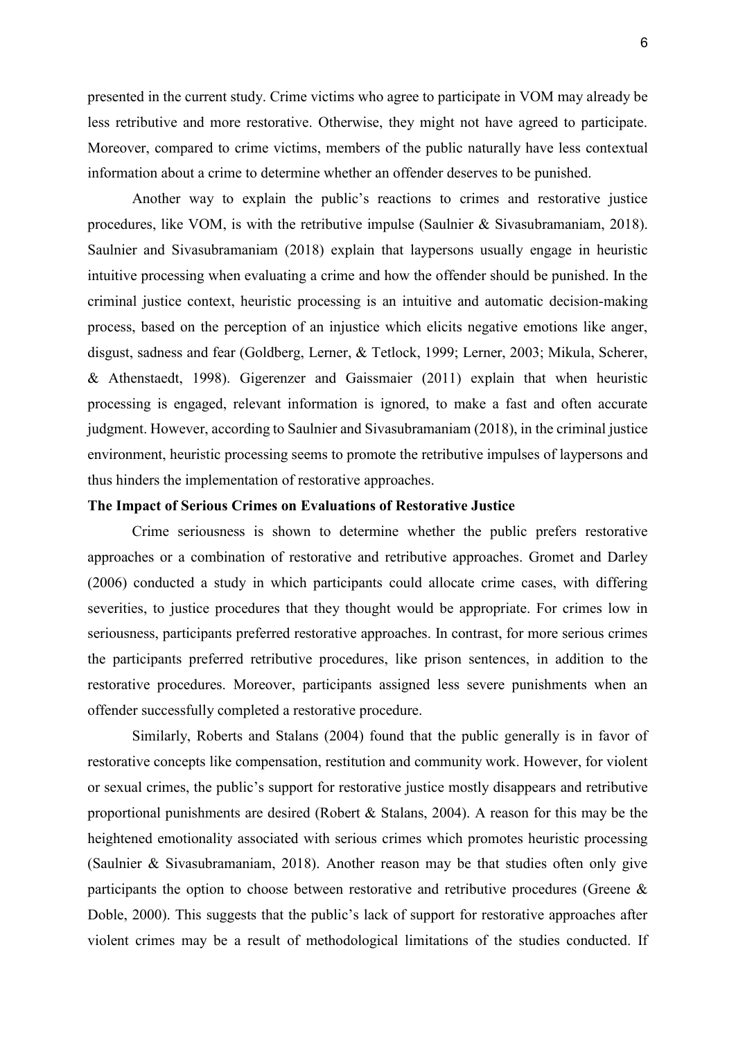presented in the current study. Crime victims who agree to participate in VOM may already be less retributive and more restorative. Otherwise, they might not have agreed to participate. Moreover, compared to crime victims, members of the public naturally have less contextual information about a crime to determine whether an offender deserves to be punished.

Another way to explain the public's reactions to crimes and restorative justice procedures, like VOM, is with the retributive impulse (Saulnier & Sivasubramaniam, 2018). Saulnier and Sivasubramaniam (2018) explain that laypersons usually engage in heuristic intuitive processing when evaluating a crime and how the offender should be punished. In the criminal justice context, heuristic processing is an intuitive and automatic decision-making process, based on the perception of an injustice which elicits negative emotions like anger, disgust, sadness and fear (Goldberg, Lerner, & Tetlock, 1999; Lerner, 2003; Mikula, Scherer, & Athenstaedt, 1998). Gigerenzer and Gaissmaier (2011) explain that when heuristic processing is engaged, relevant information is ignored, to make a fast and often accurate judgment. However, according to Saulnier and Sivasubramaniam (2018), in the criminal justice environment, heuristic processing seems to promote the retributive impulses of laypersons and thus hinders the implementation of restorative approaches.

**The Impact of Serious Crimes on Evaluations of Restorative Justice**

Crime seriousness is shown to determine whether the public prefers restorative approaches or a combination of restorative and retributive approaches. Gromet and Darley (2006) conducted a study in which participants could allocate crime cases, with differing severities, to justice procedures that they thought would be appropriate. For crimes low in seriousness, participants preferred restorative approaches. In contrast, for more serious crimes the participants preferred retributive procedures, like prison sentences, in addition to the restorative procedures. Moreover, participants assigned less severe punishments when an offender successfully completed a restorative procedure.

Similarly, Roberts and Stalans (2004) found that the public generally is in favor of restorative concepts like compensation, restitution and community work. However, for violent or sexual crimes, the public's support for restorative justice mostly disappears and retributive proportional punishments are desired (Robert & Stalans, 2004). A reason for this may be the heightened emotionality associated with serious crimes which promotes heuristic processing (Saulnier & Sivasubramaniam, 2018). Another reason may be that studies often only give participants the option to choose between restorative and retributive procedures (Greene & Doble, 2000). This suggests that the public's lack of support for restorative approaches after violent crimes may be a result of methodological limitations of the studies conducted. If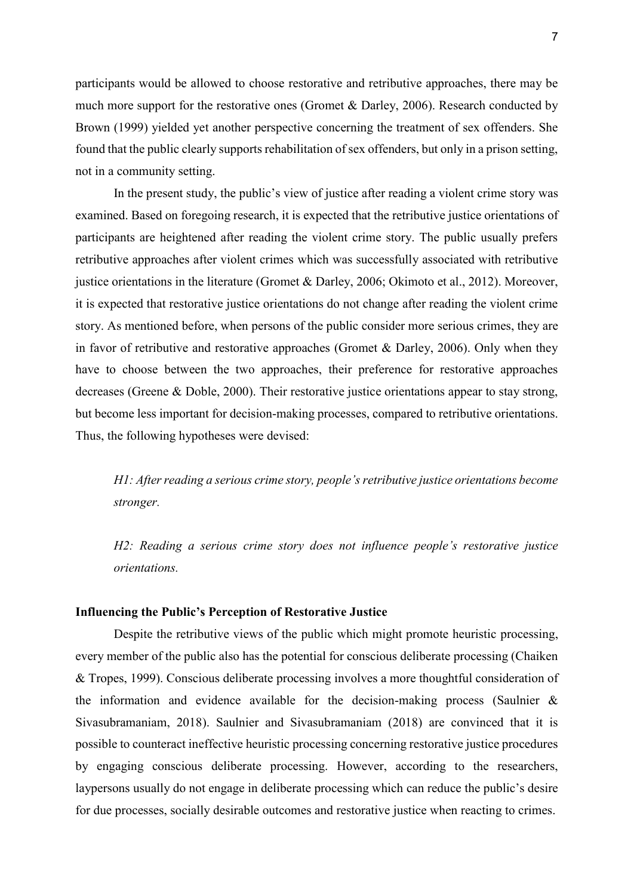participants would be allowed to choose restorative and retributive approaches, there may be much more support for the restorative ones (Gromet & Darley, 2006). Research conducted by Brown (1999) yielded yet another perspective concerning the treatment of sex offenders. She found that the public clearly supports rehabilitation of sex offenders, but only in a prison setting, not in a community setting.

In the present study, the public's view of justice after reading a violent crime story was examined. Based on foregoing research, it is expected that the retributive justice orientations of participants are heightened after reading the violent crime story. The public usually prefers retributive approaches after violent crimes which was successfully associated with retributive justice orientations in the literature (Gromet & Darley, 2006; Okimoto et al., 2012). Moreover, it is expected that restorative justice orientations do not change after reading the violent crime story. As mentioned before, when persons of the public consider more serious crimes, they are in favor of retributive and restorative approaches (Gromet & Darley, 2006). Only when they have to choose between the two approaches, their preference for restorative approaches decreases (Greene & Doble, 2000). Their restorative justice orientations appear to stay strong, but become less important for decision-making processes, compared to retributive orientations. Thus, the following hypotheses were devised:

*H1: After reading a serious crime story, people's retributive justice orientations become stronger.*

*H2: Reading a serious crime story does not influence people's restorative justice orientations.*

**Influencing the Public's Perception of Restorative Justice**

Despite the retributive views of the public which might promote heuristic processing, every member of the public also has the potential for conscious deliberate processing (Chaiken & Tropes, 1999). Conscious deliberate processing involves a more thoughtful consideration of the information and evidence available for the decision-making process (Saulnier & Sivasubramaniam, 2018). Saulnier and Sivasubramaniam (2018) are convinced that it is possible to counteract ineffective heuristic processing concerning restorative justice procedures by engaging conscious deliberate processing. However, according to the researchers, laypersons usually do not engage in deliberate processing which can reduce the public's desire for due processes, socially desirable outcomes and restorative justice when reacting to crimes.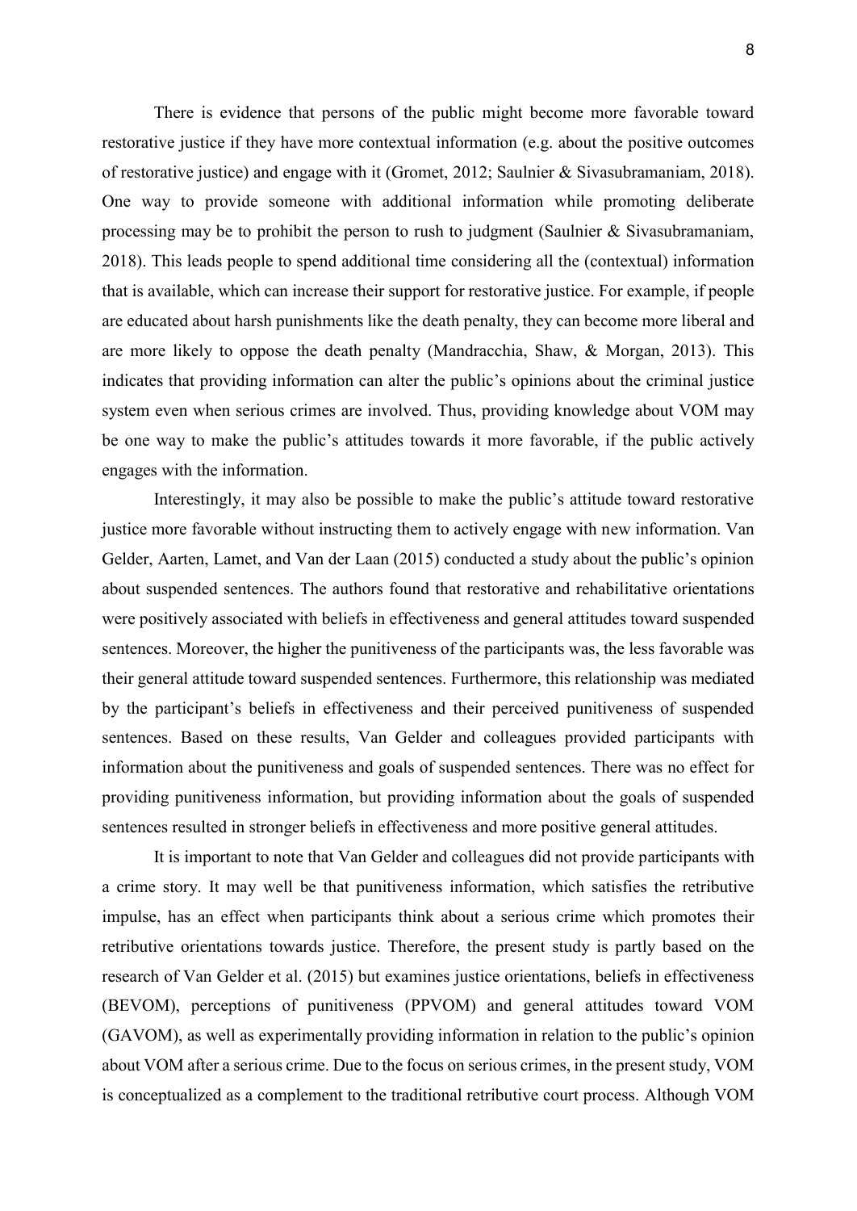There is evidence that persons of the public might become more favorable toward restorative justice if they have more contextual information (e.g. about the positive outcomes of restorative justice) and engage with it (Gromet, 2012; Saulnier & Sivasubramaniam, 2018). One way to provide someone with additional information while promoting deliberate processing may be to prohibit the person to rush to judgment (Saulnier & Sivasubramaniam, 2018). This leads people to spend additional time considering all the (contextual) information that is available, which can increase their support for restorative justice. For example, if people are educated about harsh punishments like the death penalty, they can become more liberal and are more likely to oppose the death penalty (Mandracchia, Shaw, & Morgan, 2013). This indicates that providing information can alter the public's opinions about the criminal justice system even when serious crimes are involved. Thus, providing knowledge about VOM may be one way to make the public's attitudes towards it more favorable, if the public actively engages with the information.

Interestingly, it may also be possible to make the public's attitude toward restorative justice more favorable without instructing them to actively engage with new information. Van Gelder, Aarten, Lamet, and Van der Laan (2015) conducted a study about the public's opinion about suspended sentences. The authors found that restorative and rehabilitative orientations were positively associated with beliefs in effectiveness and general attitudes toward suspended sentences. Moreover, the higher the punitiveness of the participants was, the less favorable was their general attitude toward suspended sentences. Furthermore, this relationship was mediated by the participant's beliefs in effectiveness and their perceived punitiveness of suspended sentences. Based on these results, Van Gelder and colleagues provided participants with information about the punitiveness and goals of suspended sentences. There was no effect for providing punitiveness information, but providing information about the goals of suspended sentences resulted in stronger beliefs in effectiveness and more positive general attitudes.

It is important to note that Van Gelder and colleagues did not provide participants with a crime story. It may well be that punitiveness information, which satisfies the retributive impulse, has an effect when participants think about a serious crime which promotes their retributive orientations towards justice. Therefore, the present study is partly based on the research of Van Gelder et al. (2015) but examines justice orientations, beliefs in effectiveness (BEVOM), perceptions of punitiveness (PPVOM) and general attitudes toward VOM (GAVOM), as well as experimentally providing information in relation to the public's opinion about VOM after a serious crime. Due to the focus on serious crimes, in the present study, VOM is conceptualized as a complement to the traditional retributive court process. Although VOM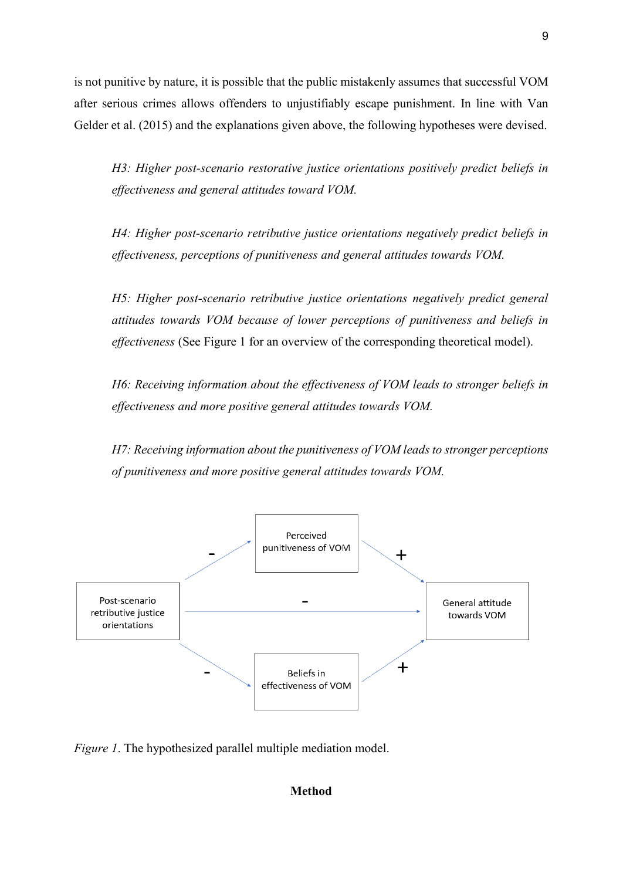is not punitive by nature, it is possible that the public mistakenly assumes that successful VOM after serious crimes allows offenders to unjustifiably escape punishment. In line with Van Gelder et al. (2015) and the explanations given above, the following hypotheses were devised.

> *H3: Higher post-scenario restorative justice orientations positively predict beliefs in effectiveness and general attitudes toward VOM.*

> *H4: Higher post-scenario retributive justice orientations negatively predict beliefs in effectiveness, perceptions of punitiveness and general attitudes towards VOM.*

> *H5: Higher post-scenario retributive justice orientations negatively predict general attitudes towards VOM because of lower perceptions of punitiveness and beliefs in effectiveness* (See Figure 1 for an overview of the corresponding theoretical model).

> *H6: Receiving information about the effectiveness of VOM leads to stronger beliefs in effectiveness and more positive general attitudes towards VOM.*

> *H7: Receiving information about the punitiveness of VOM leads to stronger perceptions of punitiveness and more positive general attitudes towards VOM.*

*Figure 1*. The hypothesized parallel multiple mediation model.

## Method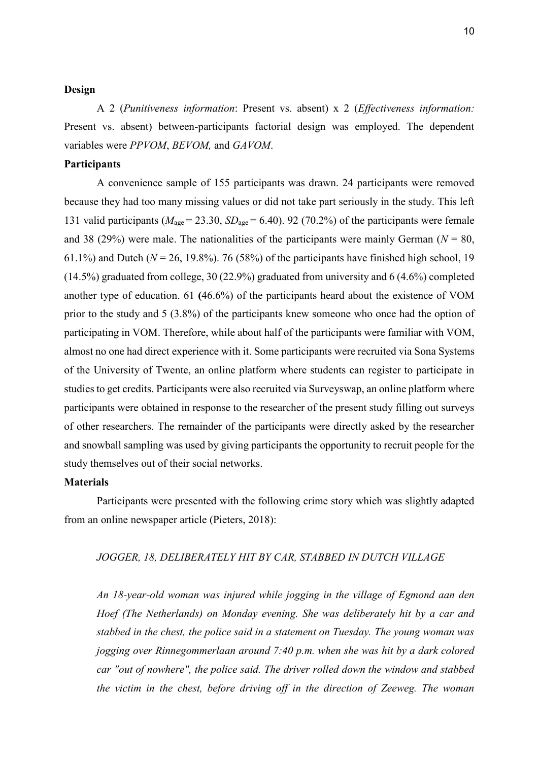**Design**

A 2 (*Punitiveness information*: Present vs. absent) x 2 (*Effectiveness information:* Present vs. absent) between-participants factorial design was employed. The dependent variables were *PPVOM*, *BEVOM,* and *GAVOM*.

**Participants**

A convenience sample of 155 participants was drawn. 24 participants were removed because they had too many missing values or did not take part seriously in the study. This left 131 valid participants ($M_{\text{age}} = 23.30$, $SD_{\text{age}} = 6.40$). 92 (70.2%) of the participants were female and 38 (29%) were male. The nationalities of the participants were mainly German ($N = 80$, 61.1%) and Dutch ($N = 26$, 19.8%). 76 (58%) of the participants have finished high school, 19 (14.5%) graduated from college, 30 (22.9%) graduated from university and 6 (4.6%) completed another type of education. 61 **(**46.6%) of the participants heard about the existence of VOM prior to the study and 5 (3.8%) of the participants knew someone who once had the option of participating in VOM. Therefore, while about half of the participants were familiar with VOM, almost no one had direct experience with it. Some participants were recruited via Sona Systems of the University of Twente, an online platform where students can register to participate in studies to get credits. Participants were also recruited via Surveyswap, an online platform where participants were obtained in response to the researcher of the present study filling out surveys of other researchers. The remainder of the participants were directly asked by the researcher and snowball sampling was used by giving participants the opportunity to recruit people for the study themselves out of their social networks.

**Materials**

Participants were presented with the following crime story which was slightly adapted from an online newspaper article (Pieters, 2018):

*JOGGER, 18, DELIBERATELY HIT BY CAR, STABBED IN DUTCH VILLAGE*

*An 18-year-old woman was injured while jogging in the village of Egmond aan den Hoef (The Netherlands) on Monday evening. She was deliberately hit by a car and stabbed in the chest, the police said in a statement on Tuesday. The young woman was jogging over Rinnegommerlaan around 7:40 p.m. when she was hit by a dark colored car "out of nowhere", the police said. The driver rolled down the window and stabbed the victim in the chest, before driving off in the direction of Zeeweg. The woman*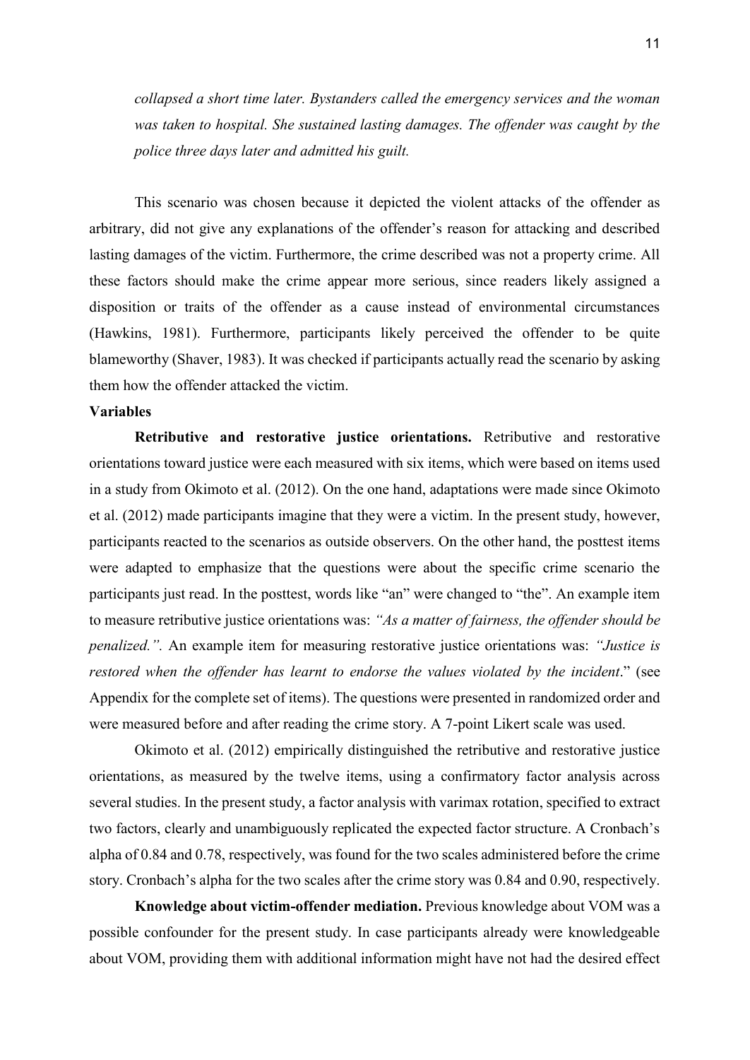*collapsed a short time later. Bystanders called the emergency services and the woman was taken to hospital. She sustained lasting damages. The offender was caught by the police three days later and admitted his guilt.*

This scenario was chosen because it depicted the violent attacks of the offender as arbitrary, did not give any explanations of the offender's reason for attacking and described lasting damages of the victim. Furthermore, the crime described was not a property crime. All these factors should make the crime appear more serious, since readers likely assigned a disposition or traits of the offender as a cause instead of environmental circumstances (Hawkins, 1981). Furthermore, participants likely perceived the offender to be quite blameworthy (Shaver, 1983). It was checked if participants actually read the scenario by asking them how the offender attacked the victim.

**Variables**

**Retributive and restorative justice orientations.** Retributive and restorative orientations toward justice were each measured with six items, which were based on items used in a study from Okimoto et al. (2012). On the one hand, adaptations were made since Okimoto et al. (2012) made participants imagine that they were a victim. In the present study, however, participants reacted to the scenarios as outside observers. On the other hand, the posttest items were adapted to emphasize that the questions were about the specific crime scenario the participants just read. In the posttest, words like "an" were changed to "the". An example item to measure retributive justice orientations was: *"As a matter of fairness, the offender should be penalized.".* An example item for measuring restorative justice orientations was: *"Justice is restored when the offender has learnt to endorse the values violated by the incident*." (see Appendix for the complete set of items). The questions were presented in randomized order and were measured before and after reading the crime story. A 7-point Likert scale was used.

Okimoto et al. (2012) empirically distinguished the retributive and restorative justice orientations, as measured by the twelve items, using a confirmatory factor analysis across several studies. In the present study, a factor analysis with varimax rotation, specified to extract two factors, clearly and unambiguously replicated the expected factor structure. A Cronbach's alpha of 0.84 and 0.78, respectively, was found for the two scales administered before the crime story. Cronbach's alpha for the two scales after the crime story was 0.84 and 0.90, respectively.

**Knowledge about victim-offender mediation.** Previous knowledge about VOM was a possible confounder for the present study. In case participants already were knowledgeable about VOM, providing them with additional information might have not had the desired effect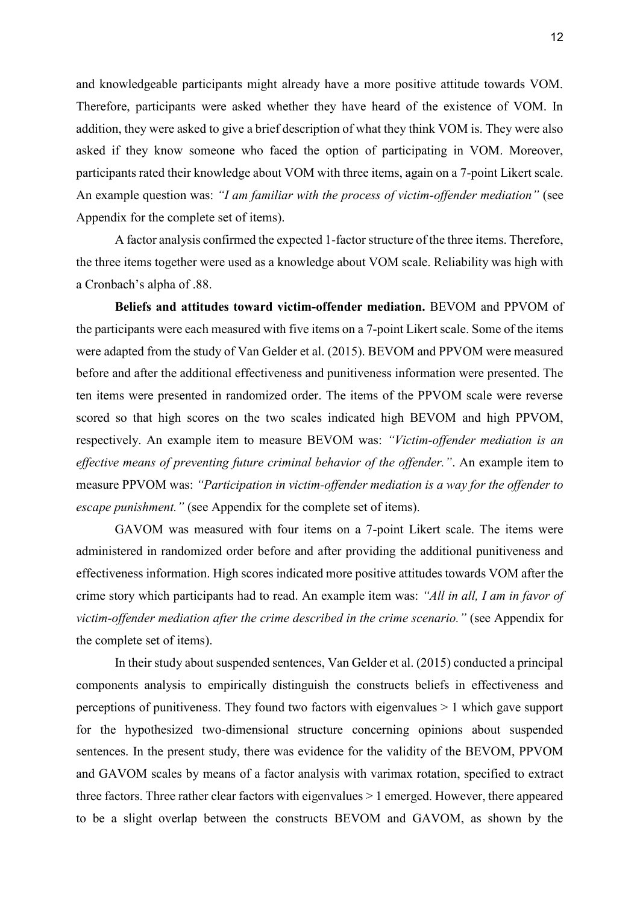and knowledgeable participants might already have a more positive attitude towards VOM. Therefore, participants were asked whether they have heard of the existence of VOM. In addition, they were asked to give a brief description of what they think VOM is. They were also asked if they know someone who faced the option of participating in VOM. Moreover, participants rated their knowledge about VOM with three items, again on a 7-point Likert scale. An example question was: *"I am familiar with the process of victim-offender mediation"* (see Appendix for the complete set of items).

A factor analysis confirmed the expected 1-factor structure of the three items. Therefore, the three items together were used as a knowledge about VOM scale. Reliability was high with a Cronbach's alpha of .88.

**Beliefs and attitudes toward victim-offender mediation.** BEVOM and PPVOM of the participants were each measured with five items on a 7-point Likert scale. Some of the items were adapted from the study of Van Gelder et al. (2015). BEVOM and PPVOM were measured before and after the additional effectiveness and punitiveness information were presented. The ten items were presented in randomized order. The items of the PPVOM scale were reverse scored so that high scores on the two scales indicated high BEVOM and high PPVOM, respectively. An example item to measure BEVOM was: *"Victim-offender mediation is an effective means of preventing future criminal behavior of the offender."*. An example item to measure PPVOM was: *"Participation in victim-offender mediation is a way for the offender to escape punishment."* (see Appendix for the complete set of items).

GAVOM was measured with four items on a 7-point Likert scale. The items were administered in randomized order before and after providing the additional punitiveness and effectiveness information. High scores indicated more positive attitudes towards VOM after the crime story which participants had to read. An example item was: *"All in all, I am in favor of victim-offender mediation after the crime described in the crime scenario."* (see Appendix for the complete set of items).

In their study about suspended sentences, Van Gelder et al. (2015) conducted a principal components analysis to empirically distinguish the constructs beliefs in effectiveness and perceptions of punitiveness. They found two factors with eigenvalues > 1 which gave support for the hypothesized two-dimensional structure concerning opinions about suspended sentences. In the present study, there was evidence for the validity of the BEVOM, PPVOM and GAVOM scales by means of a factor analysis with varimax rotation, specified to extract three factors. Three rather clear factors with eigenvalues > 1 emerged. However, there appeared to be a slight overlap between the constructs BEVOM and GAVOM, as shown by the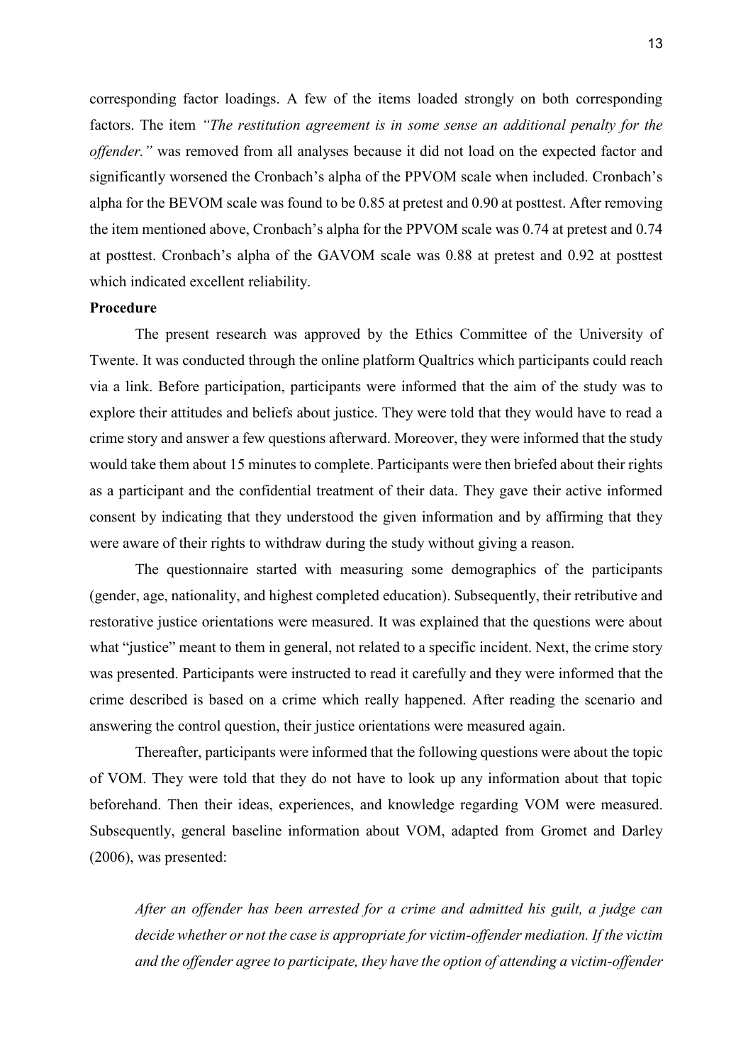corresponding factor loadings. A few of the items loaded strongly on both corresponding factors. The item *"The restitution agreement is in some sense an additional penalty for the offender."* was removed from all analyses because it did not load on the expected factor and significantly worsened the Cronbach's alpha of the PPVOM scale when included. Cronbach's alpha for the BEVOM scale was found to be 0.85 at pretest and 0.90 at posttest. After removing the item mentioned above, Cronbach's alpha for the PPVOM scale was 0.74 at pretest and 0.74 at posttest. Cronbach's alpha of the GAVOM scale was 0.88 at pretest and 0.92 at posttest which indicated excellent reliability.

**Procedure**

The present research was approved by the Ethics Committee of the University of Twente. It was conducted through the online platform Qualtrics which participants could reach via a link. Before participation, participants were informed that the aim of the study was to explore their attitudes and beliefs about justice. They were told that they would have to read a crime story and answer a few questions afterward. Moreover, they were informed that the study would take them about 15 minutes to complete. Participants were then briefed about their rights as a participant and the confidential treatment of their data. They gave their active informed consent by indicating that they understood the given information and by affirming that they were aware of their rights to withdraw during the study without giving a reason.

The questionnaire started with measuring some demographics of the participants (gender, age, nationality, and highest completed education). Subsequently, their retributive and restorative justice orientations were measured. It was explained that the questions were about what "justice" meant to them in general, not related to a specific incident. Next, the crime story was presented. Participants were instructed to read it carefully and they were informed that the crime described is based on a crime which really happened. After reading the scenario and answering the control question, their justice orientations were measured again.

Thereafter, participants were informed that the following questions were about the topic of VOM. They were told that they do not have to look up any information about that topic beforehand. Then their ideas, experiences, and knowledge regarding VOM were measured. Subsequently, general baseline information about VOM, adapted from Gromet and Darley (2006), was presented:

> *After an offender has been arrested for a crime and admitted his guilt, a judge can decide whether or not the case is appropriate for victim-offender mediation. If the victim and the offender agree to participate, they have the option of attending a victim-offender*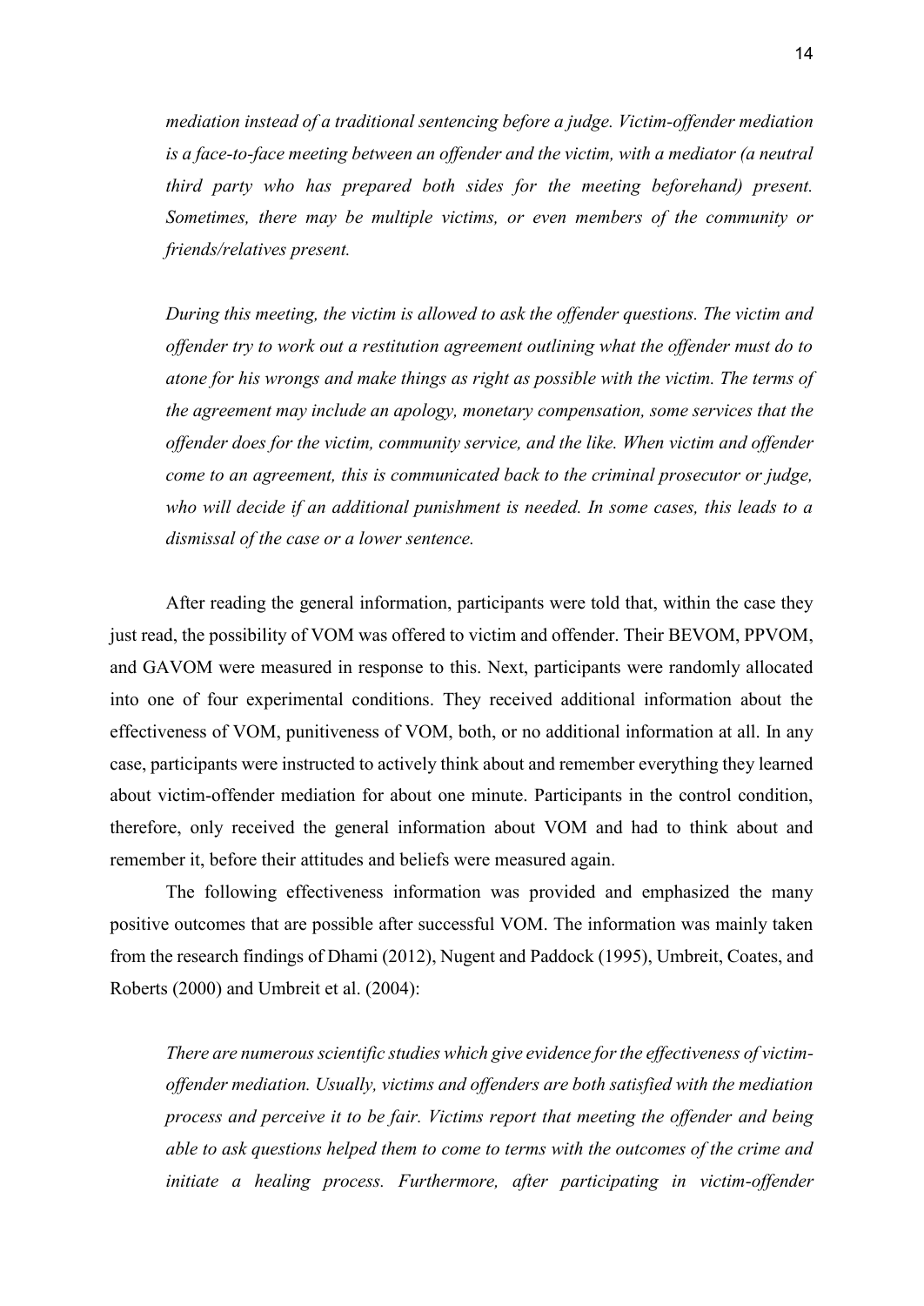*mediation instead of a traditional sentencing before a judge. Victim-offender mediation is a face-to-face meeting between an offender and the victim, with a mediator (a neutral third party who has prepared both sides for the meeting beforehand) present. Sometimes, there may be multiple victims, or even members of the community or friends/relatives present.*

*During this meeting, the victim is allowed to ask the offender questions. The victim and offender try to work out a restitution agreement outlining what the offender must do to atone for his wrongs and make things as right as possible with the victim. The terms of the agreement may include an apology, monetary compensation, some services that the offender does for the victim, community service, and the like. When victim and offender come to an agreement, this is communicated back to the criminal prosecutor or judge, who will decide if an additional punishment is needed. In some cases, this leads to a dismissal of the case or a lower sentence.*

After reading the general information, participants were told that, within the case they just read, the possibility of VOM was offered to victim and offender. Their BEVOM, PPVOM, and GAVOM were measured in response to this. Next, participants were randomly allocated into one of four experimental conditions. They received additional information about the effectiveness of VOM, punitiveness of VOM, both, or no additional information at all. In any case, participants were instructed to actively think about and remember everything they learned about victim-offender mediation for about one minute. Participants in the control condition, therefore, only received the general information about VOM and had to think about and remember it, before their attitudes and beliefs were measured again.

The following effectiveness information was provided and emphasized the many positive outcomes that are possible after successful VOM. The information was mainly taken from the research findings of Dhami (2012), Nugent and Paddock (1995), Umbreit, Coates, and Roberts (2000) and Umbreit et al. (2004):

*There are numerous scientific studies which give evidence for the effectiveness of victim-offender mediation. Usually, victims and offenders are both satisfied with the mediation process and perceive it to be fair. Victims report that meeting the offender and being able to ask questions helped them to come to terms with the outcomes of the crime and initiate a healing process. Furthermore, after participating in victim-offender*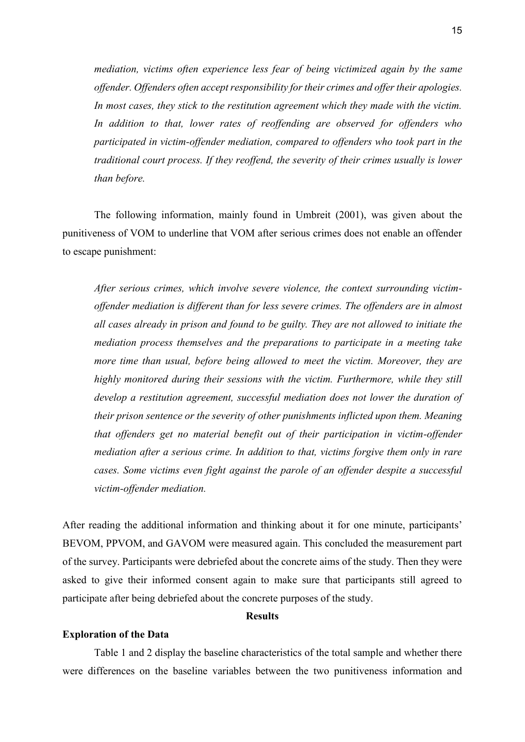*mediation, victims often experience less fear of being victimized again by the same offender. Offenders often accept responsibility for their crimes and offer their apologies. In most cases, they stick to the restitution agreement which they made with the victim. In addition to that, lower rates of reoffending are observed for offenders who participated in victim-offender mediation, compared to offenders who took part in the traditional court process. If they reoffend, the severity of their crimes usually is lower than before.*

The following information, mainly found in Umbreit (2001), was given about the punitiveness of VOM to underline that VOM after serious crimes does not enable an offender to escape punishment:

*After serious crimes, which involve severe violence, the context surrounding victim-offender mediation is different than for less severe crimes. The offenders are in almost all cases already in prison and found to be guilty. They are not allowed to initiate the mediation process themselves and the preparations to participate in a meeting take more time than usual, before being allowed to meet the victim. Moreover, they are highly monitored during their sessions with the victim. Furthermore, while they still develop a restitution agreement, successful mediation does not lower the duration of their prison sentence or the severity of other punishments inflicted upon them. Meaning that offenders get no material benefit out of their participation in victim-offender mediation after a serious crime. In addition to that, victims forgive them only in rare cases. Some victims even fight against the parole of an offender despite a successful victim-offender mediation.*

After reading the additional information and thinking about it for one minute, participants' BEVOM, PPVOM, and GAVOM were measured again. This concluded the measurement part of the survey. Participants were debriefed about the concrete aims of the study. Then they were asked to give their informed consent again to make sure that participants still agreed to participate after being debriefed about the concrete purposes of the study.

## Results

### Exploration of the Data

Table 1 and 2 display the baseline characteristics of the total sample and whether there were differences on the baseline variables between the two punitiveness information and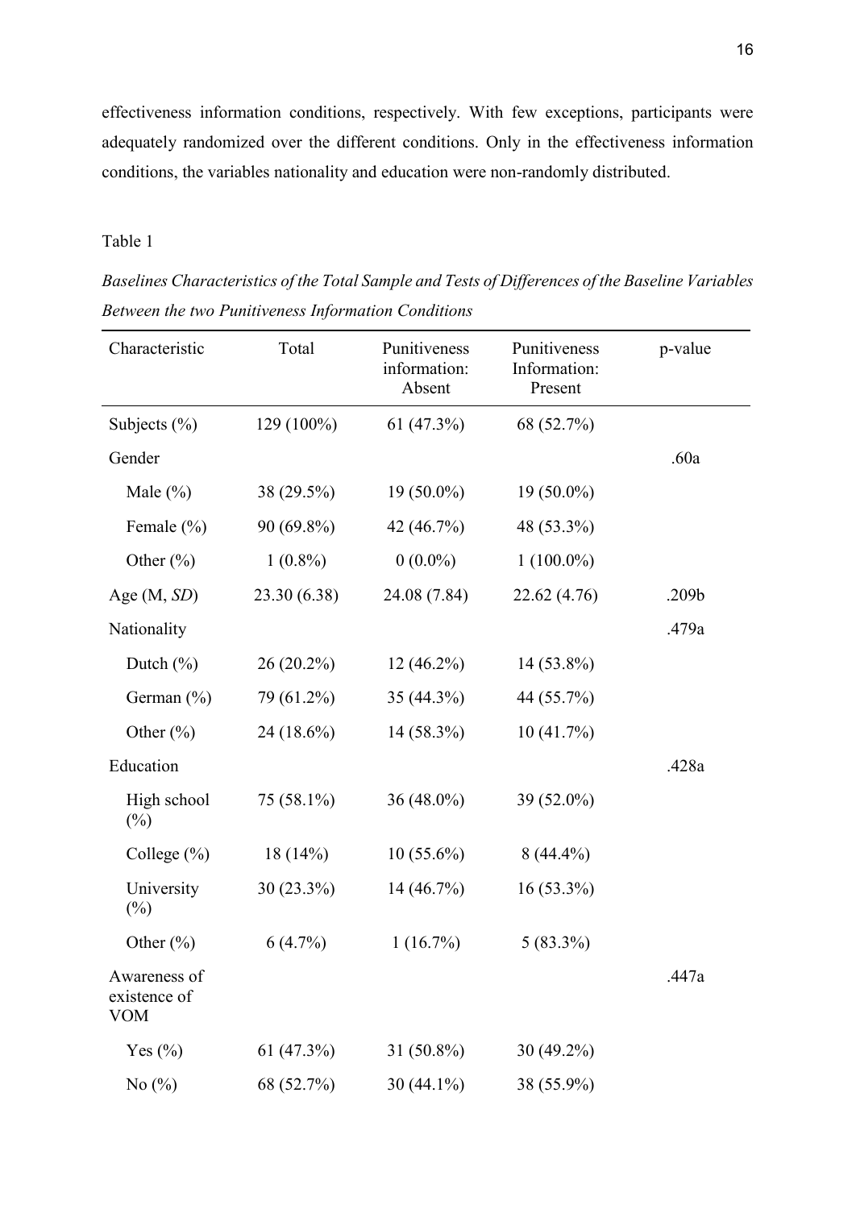effectiveness information conditions, respectively. With few exceptions, participants were adequately randomized over the different conditions. Only in the effectiveness information conditions, the variables nationality and education were non-randomly distributed.

Table 1

*Baselines Characteristics of the Total Sample and Tests of Differences of the Baseline Variables Between the two Punitiveness Information Conditions*

| Characteristic | Total | Punitiveness information: Absent | Punitiveness Information: Present | p-value |
|---|---|---|---|---|
| Subjects (%) | 129 (100%) | 61 (47.3%) | 68 (52.7%) | |
| Gender | | | | .60a |
| Male (%) | 38 (29.5%) | 19 (50.0%) | 19 (50.0%) | |
| Female (%) | 90 (69.8%) | 42 (46.7%) | 48 (53.3%) | |
| Other (%) | 1 (0.8%) | 0 (0.0%) | 1 (100.0%) | |
| Age (M, *SD*) | 23.30 (6.38) | 24.08 (7.84) | 22.62 (4.76) | .209b |
| Nationality | | | | .479a |
| Dutch (%) | 26 (20.2%) | 12 (46.2%) | 14 (53.8%) | |
| German (%) | 79 (61.2%) | 35 (44.3%) | 44 (55.7%) | |
| Other (%) | 24 (18.6%) | 14 (58.3%) | 10 (41.7%) | |
| Education | | | | .428a |
| High school (%) | 75 (58.1%) | 36 (48.0%) | 39 (52.0%) | |
| College (%) | 18 (14%) | 10 (55.6%) | 8 (44.4%) | |
| University (%) | 30 (23.3%) | 14 (46.7%) | 16 (53.3%) | |
| Other (%) | 6 (4.7%) | 1 (16.7%) | 5 (83.3%) | |
| Awareness of existence of VOM | | | | .447a |
| Yes (%) | 61 (47.3%) | 31 (50.8%) | 30 (49.2%) | |
| No (%) | 68 (52.7%) | 30 (44.1%) | 38 (55.9%) | |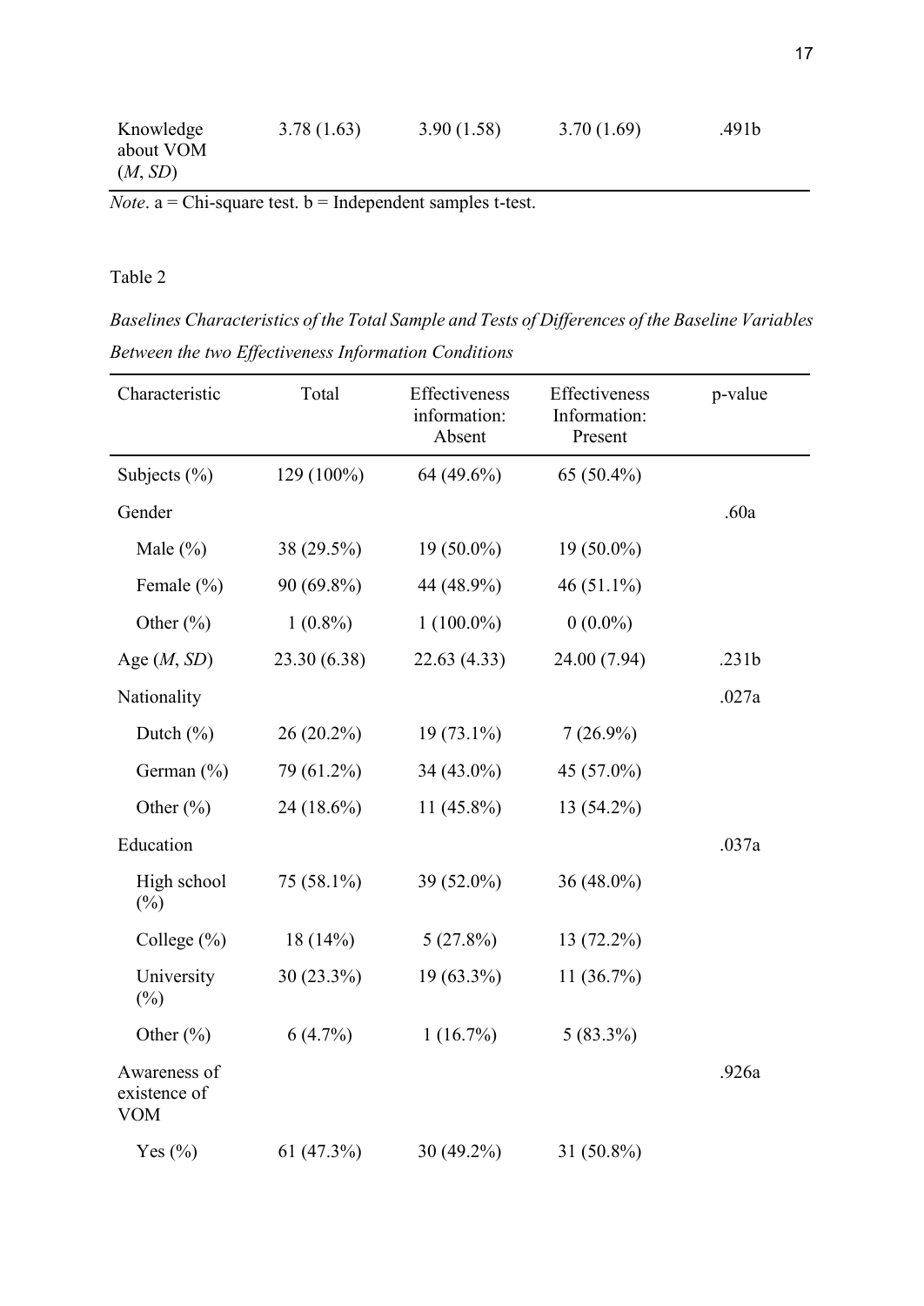| Knowledge about VOM (*M*, *SD*) | 3.78 (1.63) | 3.90 (1.58) | 3.70 (1.69) | .491b |
|---|---|---|---|---|

*Note*. a = Chi-square test. b = Independent samples t-test.

Table 2

*Baselines Characteristics of the Total Sample and Tests of Differences of the Baseline Variables Between the two Effectiveness Information Conditions*

| Characteristic | Total | Effectiveness information: Absent | Effectiveness Information: Present | p-value |
|---|---|---|---|---|
| Subjects (%) | 129 (100%) | 64 (49.6%) | 65 (50.4%) | |
| Gender | | | | .60a |
| Male (%) | 38 (29.5%) | 19 (50.0%) | 19 (50.0%) | |
| Female (%) | 90 (69.8%) | 44 (48.9%) | 46 (51.1%) | |
| Other (%) | 1 (0.8%) | 1 (100.0%) | 0 (0.0%) | |
| Age (*M*, *SD*) | 23.30 (6.38) | 22.63 (4.33) | 24.00 (7.94) | .231b |
| Nationality | | | | .027a |
| Dutch (%) | 26 (20.2%) | 19 (73.1%) | 7 (26.9%) | |
| German (%) | 79 (61.2%) | 34 (43.0%) | 45 (57.0%) | |
| Other (%) | 24 (18.6%) | 11 (45.8%) | 13 (54.2%) | |
| Education | | | | .037a |
| High school (%) | 75 (58.1%) | 39 (52.0%) | 36 (48.0%) | |
| College (%) | 18 (14%) | 5 (27.8%) | 13 (72.2%) | |
| University (%) | 30 (23.3%) | 19 (63.3%) | 11 (36.7%) | |
| Other (%) | 6 (4.7%) | 1 (16.7%) | 5 (83.3%) | |
| Awareness of existence of VOM | | | | .926a |
| Yes (%) | 61 (47.3%) | 30 (49.2%) | 31 (50.8%) | |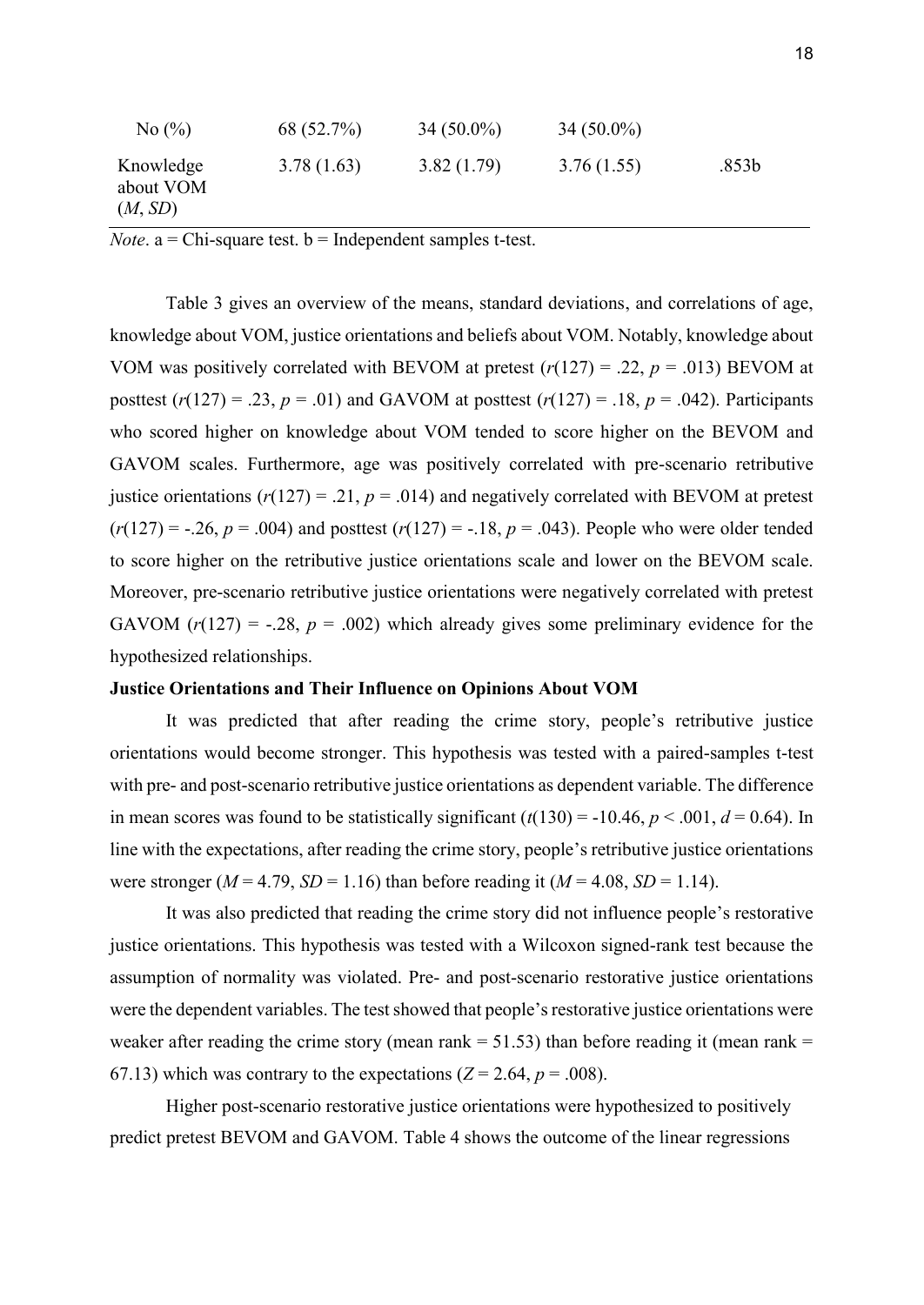| | | | | |
|---|---|---|---|---|
| No (%) | 68 (52.7%) | 34 (50.0%) | 34 (50.0%) | |
| Knowledge about VOM (*M*, *SD*) | 3.78 (1.63) | 3.82 (1.79) | 3.76 (1.55) | .853b |

*Note*. a = Chi-square test. b = Independent samples t-test.

Table 3 gives an overview of the means, standard deviations, and correlations of age, knowledge about VOM, justice orientations and beliefs about VOM. Notably, knowledge about VOM was positively correlated with BEVOM at pretest ($r(127) = .22$, $p = .013$) BEVOM at posttest ($r(127) = .23$, $p = .01$) and GAVOM at posttest ($r(127) = .18$, $p = .042$). Participants who scored higher on knowledge about VOM tended to score higher on the BEVOM and GAVOM scales. Furthermore, age was positively correlated with pre-scenario retributive justice orientations ($r(127) = .21$, $p = .014$) and negatively correlated with BEVOM at pretest ($r(127) = -.26$, $p = .004$) and posttest ($r(127) = -.18$, $p = .043$). People who were older tended to score higher on the retributive justice orientations scale and lower on the BEVOM scale. Moreover, pre-scenario retributive justice orientations were negatively correlated with pretest GAVOM ($r(127) = -.28$, $p = .002$) which already gives some preliminary evidence for the hypothesized relationships.

**Justice Orientations and Their Influence on Opinions About VOM**

It was predicted that after reading the crime story, people's retributive justice orientations would become stronger. This hypothesis was tested with a paired-samples t-test with pre- and post-scenario retributive justice orientations as dependent variable. The difference in mean scores was found to be statistically significant ($t(130) = -10.46$, $p < .001$, $d = 0.64$). In line with the expectations, after reading the crime story, people's retributive justice orientations were stronger ($M = 4.79$, $SD = 1.16$) than before reading it ($M = 4.08$, $SD = 1.14$).

It was also predicted that reading the crime story did not influence people's restorative justice orientations. This hypothesis was tested with a Wilcoxon signed-rank test because the assumption of normality was violated. Pre- and post-scenario restorative justice orientations were the dependent variables. The test showed that people's restorative justice orientations were weaker after reading the crime story (mean rank = 51.53) than before reading it (mean rank = 67.13) which was contrary to the expectations ($Z = 2.64$, $p = .008$).

Higher post-scenario restorative justice orientations were hypothesized to positively predict pretest BEVOM and GAVOM. Table 4 shows the outcome of the linear regressions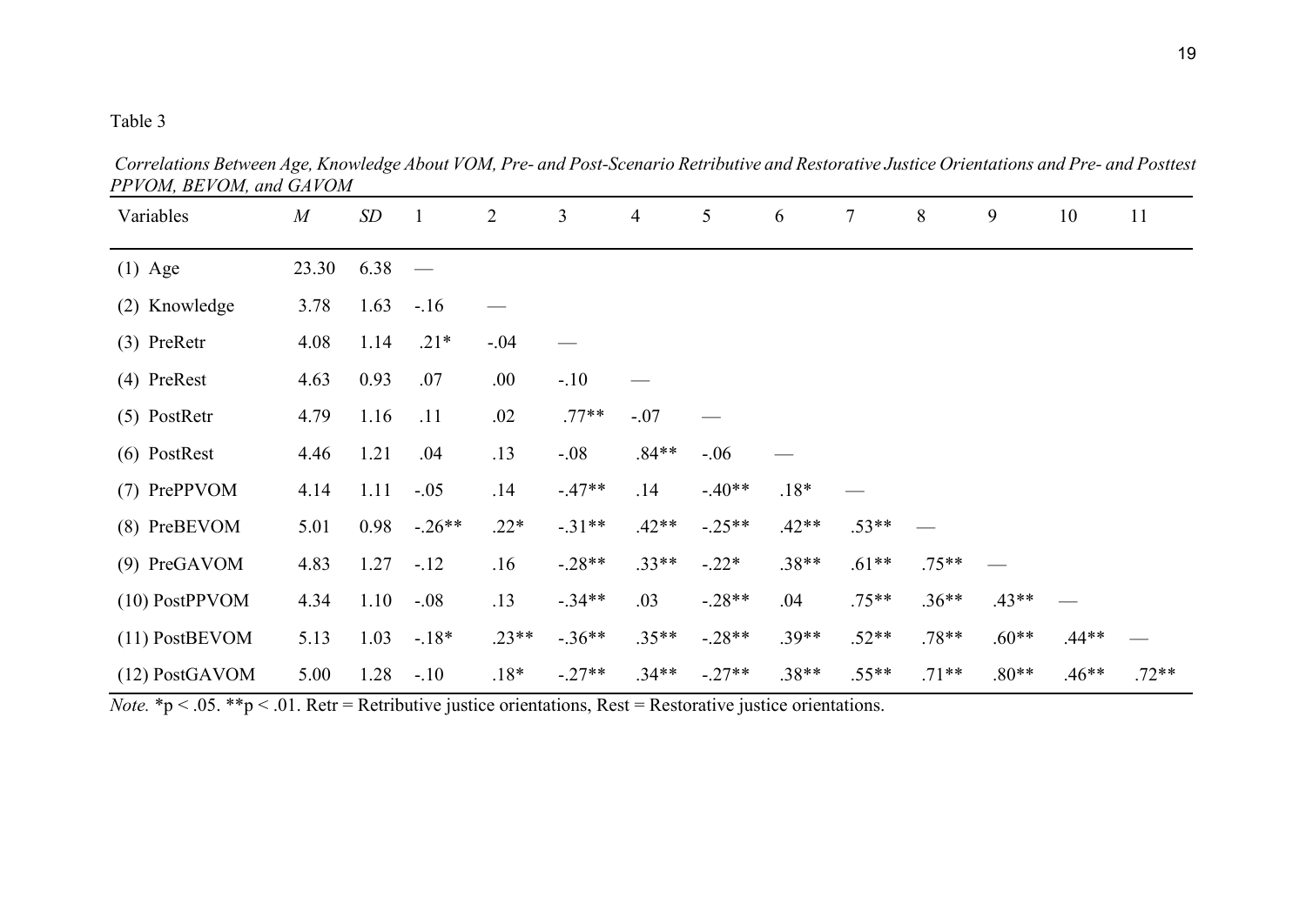Table 3

*Correlations Between Age, Knowledge About VOM, Pre- and Post-Scenario Retributive and Restorative Justice Orientations and Pre- and Posttest PPVOM, BEVOM, and GAVOM*

| Variables | *M* | *SD* | 1 | 2 | 3 | 4 | 5 | 6 | 7 | 8 | 9 | 10 | 11 |
|---|---|---|---|---|---|---|---|---|---|---|---|---|---|
| (1) Age | 23.30 | 6.38 | — | | | | | | | | | | |
| (2) Knowledge | 3.78 | 1.63 | -.16 | — | | | | | | | | | |
| (3) PreRetr | 4.08 | 1.14 | .21* | -.04 | — | | | | | | | | |
| (4) PreRest | 4.63 | 0.93 | .07 | .00 | -.10 | — | | | | | | | |
| (5) PostRetr | 4.79 | 1.16 | .11 | .02 | .77** | -.07 | — | | | | | | |
| (6) PostRest | 4.46 | 1.21 | .04 | .13 | -.08 | .84** | -.06 | — | | | | | |
| (7) PrePPVOM | 4.14 | 1.11 | -.05 | .14 | -.47** | .14 | -.40** | .18* | — | | | | |
| (8) PreBEVOM | 5.01 | 0.98 | -.26** | .22* | -.31** | .42** | -.25** | .42** | .53** | — | | | |
| (9) PreGAVOM | 4.83 | 1.27 | -.12 | .16 | -.28** | .33** | -.22* | .38** | .61** | .75** | — | | |
| (10) PostPPVOM | 4.34 | 1.10 | -.08 | .13 | -.34** | .03 | -.28** | .04 | .75** | .36** | .43** | — | |
| (11) PostBEVOM | 5.13 | 1.03 | -.18* | .23** | -.36** | .35** | -.28** | .39** | .52** | .78** | .60** | .44** | — |
| (12) PostGAVOM | 5.00 | 1.28 | -.10 | .18* | -.27** | .34** | -.27** | .38** | .55** | .71** | .80** | .46** | .72** |

*Note.* *p < .05. **p < .01. Retr = Retributive justice orientations, Rest = Restorative justice orientations.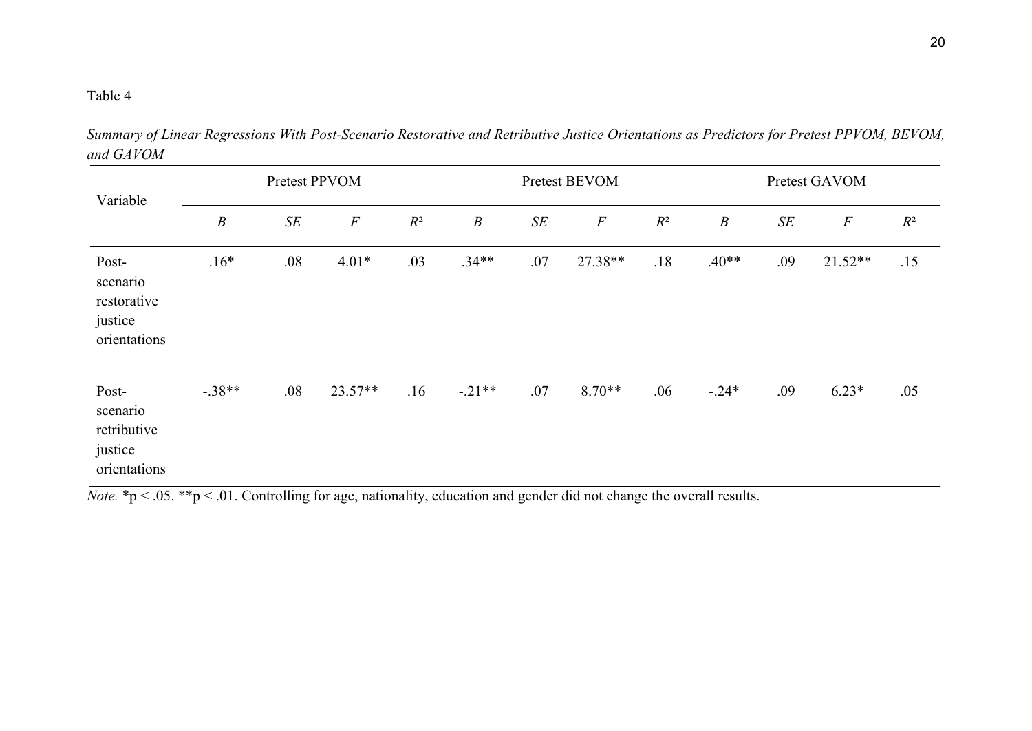Table 4

*Summary of Linear Regressions With Post-Scenario Restorative and Retributive Justice Orientations as Predictors for Pretest PPVOM, BEVOM, and GAVOM*

| Variable | Pretest PPVOM | | | | Pretest BEVOM | | | | Pretest GAVOM | | | |
|---|---|---|---|---|---|---|---|---|---|---|---|---|
| | *B* | *SE* | *F* | $R^2$ | *B* | *SE* | *F* | $R^2$ | *B* | *SE* | *F* | $R^2$ |
| Post-scenario restorative justice orientations | .16* | .08 | 4.01* | .03 | .34** | .07 | 27.38** | .18 | .40** | .09 | 21.52** | .15 |
| Post-scenario retributive justice orientations | -.38** | .08 | 23.57** | .16 | -.21** | .07 | 8.70** | .06 | -.24* | .09 | 6.23* | .05 |

*Note.* *p < .05. **p < .01. Controlling for age, nationality, education and gender did not change the overall results.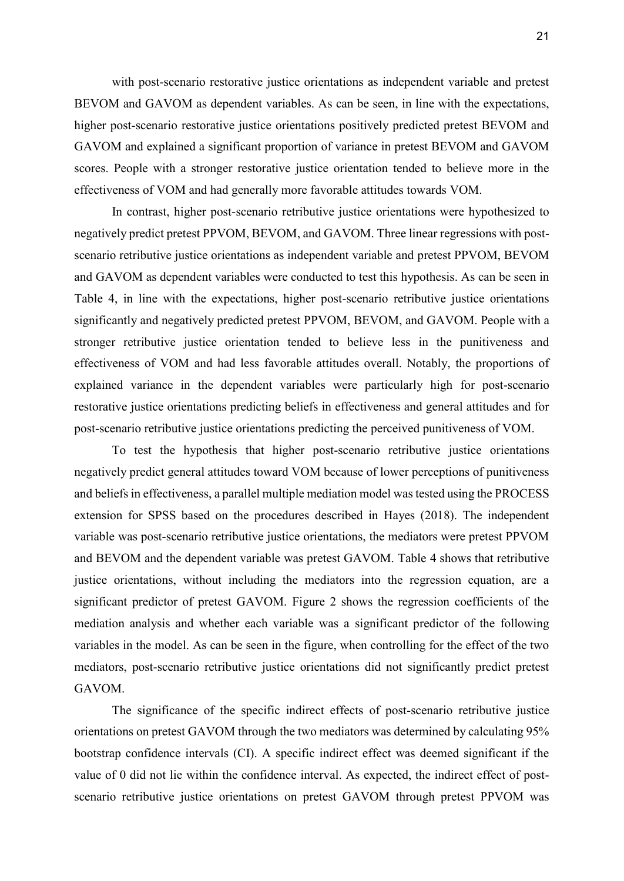with post-scenario restorative justice orientations as independent variable and pretest BEVOM and GAVOM as dependent variables. As can be seen, in line with the expectations, higher post-scenario restorative justice orientations positively predicted pretest BEVOM and GAVOM and explained a significant proportion of variance in pretest BEVOM and GAVOM scores. People with a stronger restorative justice orientation tended to believe more in the effectiveness of VOM and had generally more favorable attitudes towards VOM.

In contrast, higher post-scenario retributive justice orientations were hypothesized to negatively predict pretest PPVOM, BEVOM, and GAVOM. Three linear regressions with post-scenario retributive justice orientations as independent variable and pretest PPVOM, BEVOM and GAVOM as dependent variables were conducted to test this hypothesis. As can be seen in Table 4, in line with the expectations, higher post-scenario retributive justice orientations significantly and negatively predicted pretest PPVOM, BEVOM, and GAVOM. People with a stronger retributive justice orientation tended to believe less in the punitiveness and effectiveness of VOM and had less favorable attitudes overall. Notably, the proportions of explained variance in the dependent variables were particularly high for post-scenario restorative justice orientations predicting beliefs in effectiveness and general attitudes and for post-scenario retributive justice orientations predicting the perceived punitiveness of VOM.

To test the hypothesis that higher post-scenario retributive justice orientations negatively predict general attitudes toward VOM because of lower perceptions of punitiveness and beliefs in effectiveness, a parallel multiple mediation model was tested using the PROCESS extension for SPSS based on the procedures described in Hayes (2018). The independent variable was post-scenario retributive justice orientations, the mediators were pretest PPVOM and BEVOM and the dependent variable was pretest GAVOM. Table 4 shows that retributive justice orientations, without including the mediators into the regression equation, are a significant predictor of pretest GAVOM. Figure 2 shows the regression coefficients of the mediation analysis and whether each variable was a significant predictor of the following variables in the model. As can be seen in the figure, when controlling for the effect of the two mediators, post-scenario retributive justice orientations did not significantly predict pretest GAVOM.

The significance of the specific indirect effects of post-scenario retributive justice orientations on pretest GAVOM through the two mediators was determined by calculating 95% bootstrap confidence intervals (CI). A specific indirect effect was deemed significant if the value of 0 did not lie within the confidence interval. As expected, the indirect effect of post-scenario retributive justice orientations on pretest GAVOM through pretest PPVOM was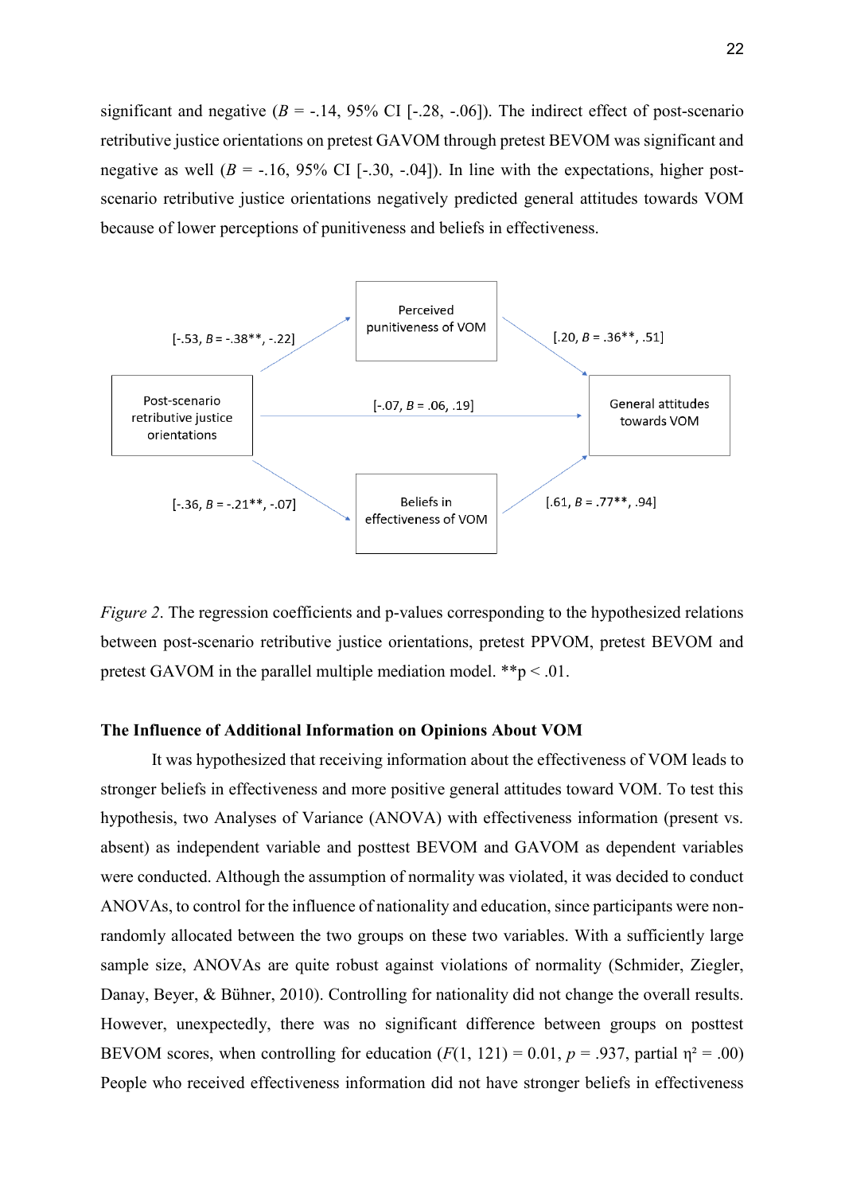significant and negative ($B$ = -.14, 95% CI [-.28, -.06]). The indirect effect of post-scenario retributive justice orientations on pretest GAVOM through pretest BEVOM was significant and negative as well ($B$ = -.16, 95% CI [-.30, -.04]). In line with the expectations, higher post-scenario retributive justice orientations negatively predicted general attitudes towards VOM because of lower perceptions of punitiveness and beliefs in effectiveness.

Perceived punitiveness of VOM

[-.53, $B$ = -.38**, -.22] [.20, $B$ = .36**, .51]

Post-scenario retributive justice orientations [-.07, $B$ = .06, .19] General attitudes towards VOM

[-.36, $B$ = -.21**, -.07] [.61, $B$ = .77**, .94]

Beliefs in effectiveness of VOM

*Figure 2*. The regression coefficients and p-values corresponding to the hypothesized relations between post-scenario retributive justice orientations, pretest PPVOM, pretest BEVOM and pretest GAVOM in the parallel multiple mediation model. **p < .01.

**The Influence of Additional Information on Opinions About VOM**

It was hypothesized that receiving information about the effectiveness of VOM leads to stronger beliefs in effectiveness and more positive general attitudes toward VOM. To test this hypothesis, two Analyses of Variance (ANOVA) with effectiveness information (present vs. absent) as independent variable and posttest BEVOM and GAVOM as dependent variables were conducted. Although the assumption of normality was violated, it was decided to conduct ANOVAs, to control for the influence of nationality and education, since participants were non-randomly allocated between the two groups on these two variables. With a sufficiently large sample size, ANOVAs are quite robust against violations of normality (Schmider, Ziegler, Danay, Beyer, & Bühner, 2010). Controlling for nationality did not change the overall results. However, unexpectedly, there was no significant difference between groups on posttest BEVOM scores, when controlling for education ($F$(1, 121) = 0.01, $p$ = .937, partial $\eta^2$ = .00) People who received effectiveness information did not have stronger beliefs in effectiveness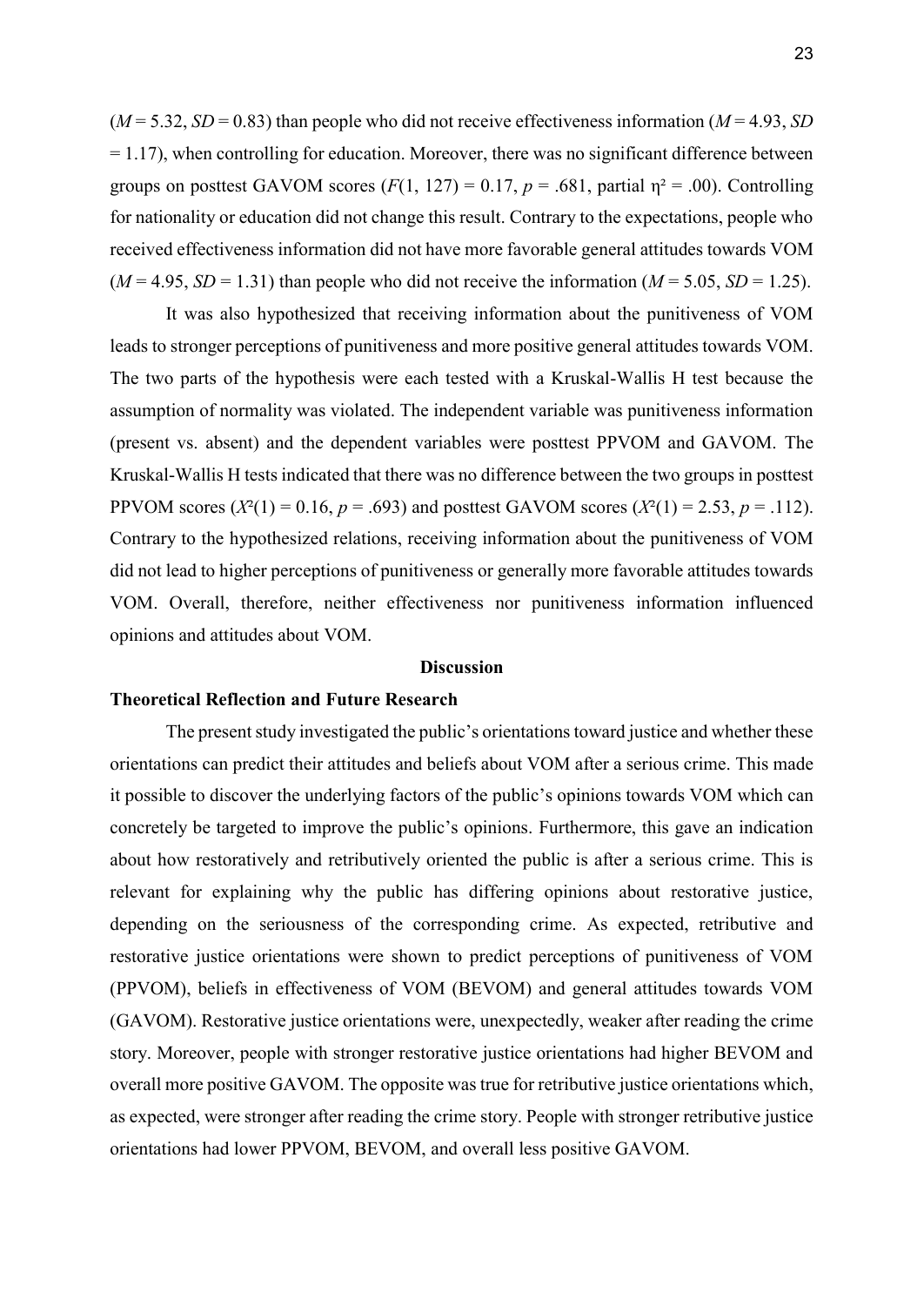($M$ = 5.32, $SD$ = 0.83) than people who did not receive effectiveness information ($M$ = 4.93, $SD$ = 1.17), when controlling for education. Moreover, there was no significant difference between groups on posttest GAVOM scores ($F(1, 127) = 0.17$, $p = .681$, partial $\eta^2 = .00$). Controlling for nationality or education did not change this result. Contrary to the expectations, people who received effectiveness information did not have more favorable general attitudes towards VOM ($M$ = 4.95, $SD$ = 1.31) than people who did not receive the information ($M$ = 5.05, $SD$ = 1.25).

It was also hypothesized that receiving information about the punitiveness of VOM leads to stronger perceptions of punitiveness and more positive general attitudes towards VOM. The two parts of the hypothesis were each tested with a Kruskal-Wallis H test because the assumption of normality was violated. The independent variable was punitiveness information (present vs. absent) and the dependent variables were posttest PPVOM and GAVOM. The Kruskal-Wallis H tests indicated that there was no difference between the two groups in posttest PPVOM scores ($X^2(1) = 0.16$, $p = .693$) and posttest GAVOM scores ($X^2(1) = 2.53$, $p = .112$). Contrary to the hypothesized relations, receiving information about the punitiveness of VOM did not lead to higher perceptions of punitiveness or generally more favorable attitudes towards VOM. Overall, therefore, neither effectiveness nor punitiveness information influenced opinions and attitudes about VOM.

# Discussion

## Theoretical Reflection and Future Research

The present study investigated the public's orientations toward justice and whether these orientations can predict their attitudes and beliefs about VOM after a serious crime. This made it possible to discover the underlying factors of the public's opinions towards VOM which can concretely be targeted to improve the public's opinions. Furthermore, this gave an indication about how restoratively and retributively oriented the public is after a serious crime. This is relevant for explaining why the public has differing opinions about restorative justice, depending on the seriousness of the corresponding crime. As expected, retributive and restorative justice orientations were shown to predict perceptions of punitiveness of VOM (PPVOM), beliefs in effectiveness of VOM (BEVOM) and general attitudes towards VOM (GAVOM). Restorative justice orientations were, unexpectedly, weaker after reading the crime story. Moreover, people with stronger restorative justice orientations had higher BEVOM and overall more positive GAVOM. The opposite was true for retributive justice orientations which, as expected, were stronger after reading the crime story. People with stronger retributive justice orientations had lower PPVOM, BEVOM, and overall less positive GAVOM.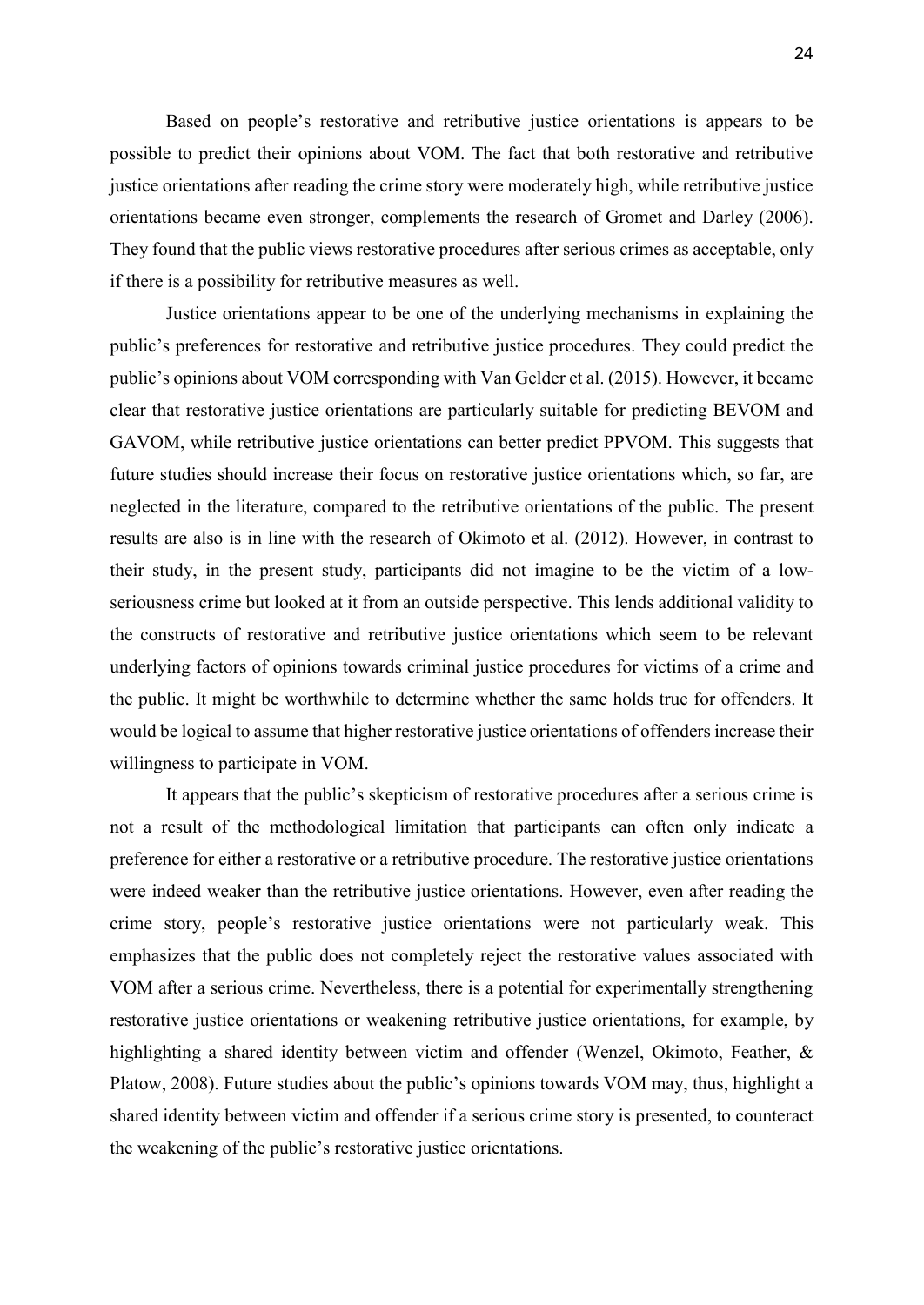Based on people's restorative and retributive justice orientations is appears to be possible to predict their opinions about VOM. The fact that both restorative and retributive justice orientations after reading the crime story were moderately high, while retributive justice orientations became even stronger, complements the research of Gromet and Darley (2006). They found that the public views restorative procedures after serious crimes as acceptable, only if there is a possibility for retributive measures as well.

Justice orientations appear to be one of the underlying mechanisms in explaining the public's preferences for restorative and retributive justice procedures. They could predict the public's opinions about VOM corresponding with Van Gelder et al. (2015). However, it became clear that restorative justice orientations are particularly suitable for predicting BEVOM and GAVOM, while retributive justice orientations can better predict PPVOM. This suggests that future studies should increase their focus on restorative justice orientations which, so far, are neglected in the literature, compared to the retributive orientations of the public. The present results are also is in line with the research of Okimoto et al. (2012). However, in contrast to their study, in the present study, participants did not imagine to be the victim of a low-seriousness crime but looked at it from an outside perspective. This lends additional validity to the constructs of restorative and retributive justice orientations which seem to be relevant underlying factors of opinions towards criminal justice procedures for victims of a crime and the public. It might be worthwhile to determine whether the same holds true for offenders. It would be logical to assume that higher restorative justice orientations of offenders increase their willingness to participate in VOM.

It appears that the public's skepticism of restorative procedures after a serious crime is not a result of the methodological limitation that participants can often only indicate a preference for either a restorative or a retributive procedure. The restorative justice orientations were indeed weaker than the retributive justice orientations. However, even after reading the crime story, people's restorative justice orientations were not particularly weak. This emphasizes that the public does not completely reject the restorative values associated with VOM after a serious crime. Nevertheless, there is a potential for experimentally strengthening restorative justice orientations or weakening retributive justice orientations, for example, by highlighting a shared identity between victim and offender (Wenzel, Okimoto, Feather, & Platow, 2008). Future studies about the public's opinions towards VOM may, thus, highlight a shared identity between victim and offender if a serious crime story is presented, to counteract the weakening of the public's restorative justice orientations.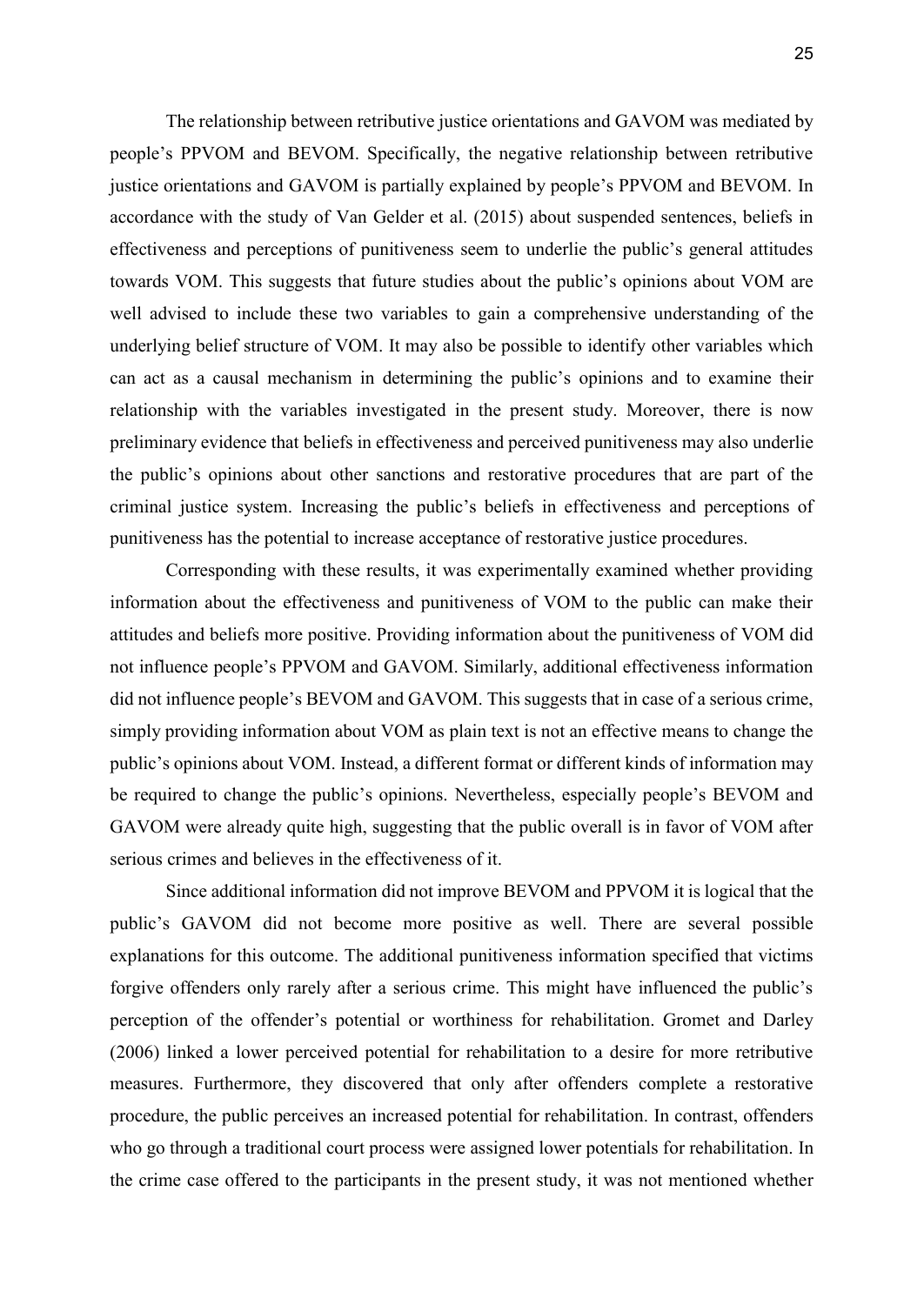The relationship between retributive justice orientations and GAVOM was mediated by people's PPVOM and BEVOM. Specifically, the negative relationship between retributive justice orientations and GAVOM is partially explained by people's PPVOM and BEVOM. In accordance with the study of Van Gelder et al. (2015) about suspended sentences, beliefs in effectiveness and perceptions of punitiveness seem to underlie the public's general attitudes towards VOM. This suggests that future studies about the public's opinions about VOM are well advised to include these two variables to gain a comprehensive understanding of the underlying belief structure of VOM. It may also be possible to identify other variables which can act as a causal mechanism in determining the public's opinions and to examine their relationship with the variables investigated in the present study. Moreover, there is now preliminary evidence that beliefs in effectiveness and perceived punitiveness may also underlie the public's opinions about other sanctions and restorative procedures that are part of the criminal justice system. Increasing the public's beliefs in effectiveness and perceptions of punitiveness has the potential to increase acceptance of restorative justice procedures.

Corresponding with these results, it was experimentally examined whether providing information about the effectiveness and punitiveness of VOM to the public can make their attitudes and beliefs more positive. Providing information about the punitiveness of VOM did not influence people's PPVOM and GAVOM. Similarly, additional effectiveness information did not influence people's BEVOM and GAVOM. This suggests that in case of a serious crime, simply providing information about VOM as plain text is not an effective means to change the public's opinions about VOM. Instead, a different format or different kinds of information may be required to change the public's opinions. Nevertheless, especially people's BEVOM and GAVOM were already quite high, suggesting that the public overall is in favor of VOM after serious crimes and believes in the effectiveness of it.

Since additional information did not improve BEVOM and PPVOM it is logical that the public's GAVOM did not become more positive as well. There are several possible explanations for this outcome. The additional punitiveness information specified that victims forgive offenders only rarely after a serious crime. This might have influenced the public's perception of the offender's potential or worthiness for rehabilitation. Gromet and Darley (2006) linked a lower perceived potential for rehabilitation to a desire for more retributive measures. Furthermore, they discovered that only after offenders complete a restorative procedure, the public perceives an increased potential for rehabilitation. In contrast, offenders who go through a traditional court process were assigned lower potentials for rehabilitation. In the crime case offered to the participants in the present study, it was not mentioned whether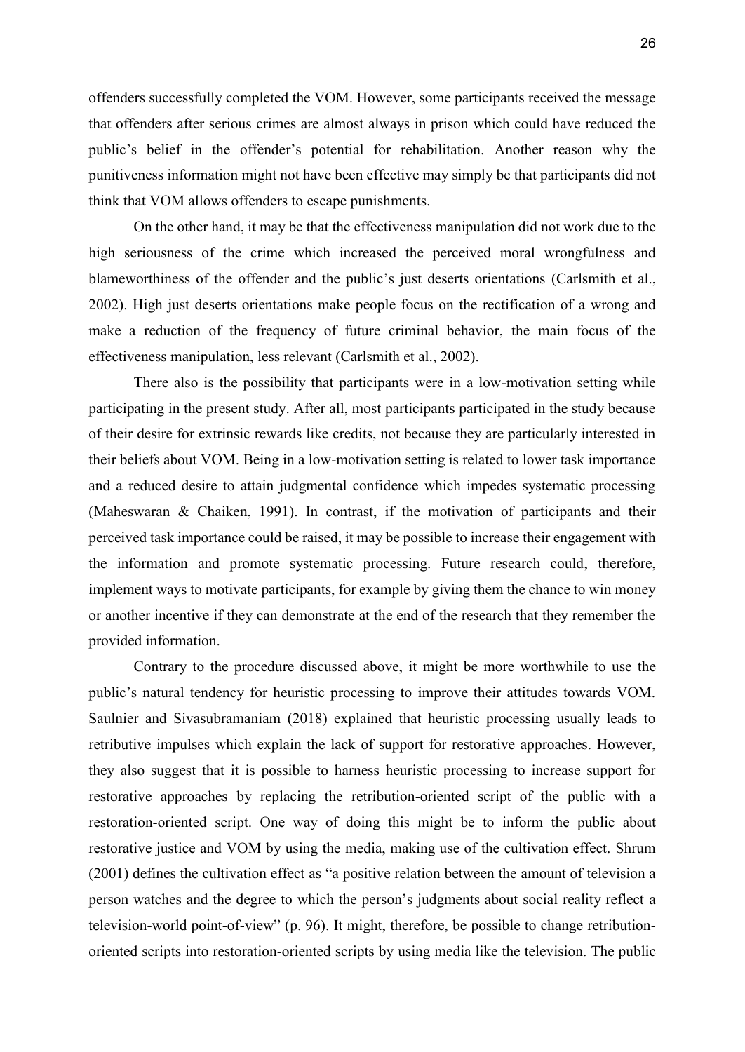offenders successfully completed the VOM. However, some participants received the message that offenders after serious crimes are almost always in prison which could have reduced the public's belief in the offender's potential for rehabilitation. Another reason why the punitiveness information might not have been effective may simply be that participants did not think that VOM allows offenders to escape punishments.

On the other hand, it may be that the effectiveness manipulation did not work due to the high seriousness of the crime which increased the perceived moral wrongfulness and blameworthiness of the offender and the public's just deserts orientations (Carlsmith et al., 2002). High just deserts orientations make people focus on the rectification of a wrong and make a reduction of the frequency of future criminal behavior, the main focus of the effectiveness manipulation, less relevant (Carlsmith et al., 2002).

There also is the possibility that participants were in a low-motivation setting while participating in the present study. After all, most participants participated in the study because of their desire for extrinsic rewards like credits, not because they are particularly interested in their beliefs about VOM. Being in a low-motivation setting is related to lower task importance and a reduced desire to attain judgmental confidence which impedes systematic processing (Maheswaran & Chaiken, 1991). In contrast, if the motivation of participants and their perceived task importance could be raised, it may be possible to increase their engagement with the information and promote systematic processing. Future research could, therefore, implement ways to motivate participants, for example by giving them the chance to win money or another incentive if they can demonstrate at the end of the research that they remember the provided information.

Contrary to the procedure discussed above, it might be more worthwhile to use the public's natural tendency for heuristic processing to improve their attitudes towards VOM. Saulnier and Sivasubramaniam (2018) explained that heuristic processing usually leads to retributive impulses which explain the lack of support for restorative approaches. However, they also suggest that it is possible to harness heuristic processing to increase support for restorative approaches by replacing the retribution-oriented script of the public with a restoration-oriented script. One way of doing this might be to inform the public about restorative justice and VOM by using the media, making use of the cultivation effect. Shrum (2001) defines the cultivation effect as "a positive relation between the amount of television a person watches and the degree to which the person's judgments about social reality reflect a television-world point-of-view" (p. 96). It might, therefore, be possible to change retribution-oriented scripts into restoration-oriented scripts by using media like the television. The public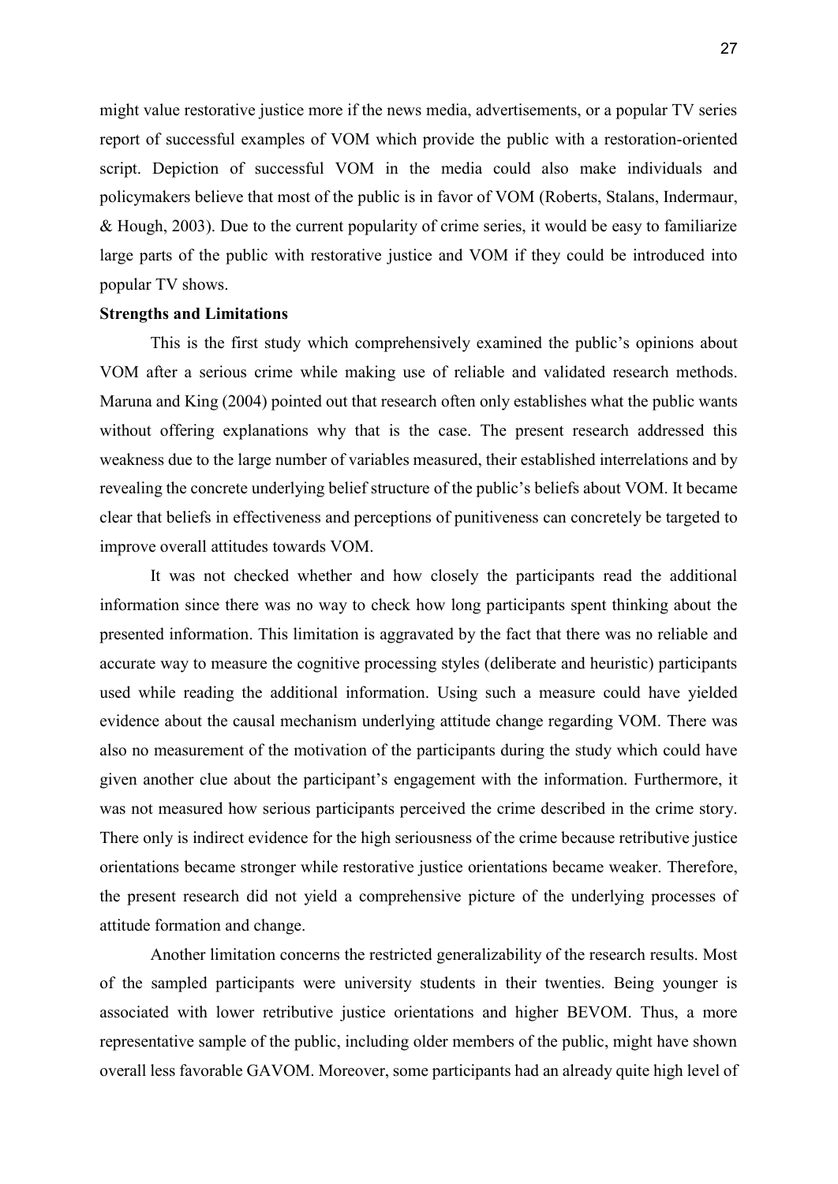might value restorative justice more if the news media, advertisements, or a popular TV series report of successful examples of VOM which provide the public with a restoration-oriented script. Depiction of successful VOM in the media could also make individuals and policymakers believe that most of the public is in favor of VOM (Roberts, Stalans, Indermaur, & Hough, 2003). Due to the current popularity of crime series, it would be easy to familiarize large parts of the public with restorative justice and VOM if they could be introduced into popular TV shows.

**Strengths and Limitations**

This is the first study which comprehensively examined the public's opinions about VOM after a serious crime while making use of reliable and validated research methods. Maruna and King (2004) pointed out that research often only establishes what the public wants without offering explanations why that is the case. The present research addressed this weakness due to the large number of variables measured, their established interrelations and by revealing the concrete underlying belief structure of the public's beliefs about VOM. It became clear that beliefs in effectiveness and perceptions of punitiveness can concretely be targeted to improve overall attitudes towards VOM.

It was not checked whether and how closely the participants read the additional information since there was no way to check how long participants spent thinking about the presented information. This limitation is aggravated by the fact that there was no reliable and accurate way to measure the cognitive processing styles (deliberate and heuristic) participants used while reading the additional information. Using such a measure could have yielded evidence about the causal mechanism underlying attitude change regarding VOM. There was also no measurement of the motivation of the participants during the study which could have given another clue about the participant's engagement with the information. Furthermore, it was not measured how serious participants perceived the crime described in the crime story. There only is indirect evidence for the high seriousness of the crime because retributive justice orientations became stronger while restorative justice orientations became weaker. Therefore, the present research did not yield a comprehensive picture of the underlying processes of attitude formation and change.

Another limitation concerns the restricted generalizability of the research results. Most of the sampled participants were university students in their twenties. Being younger is associated with lower retributive justice orientations and higher BEVOM. Thus, a more representative sample of the public, including older members of the public, might have shown overall less favorable GAVOM. Moreover, some participants had an already quite high level of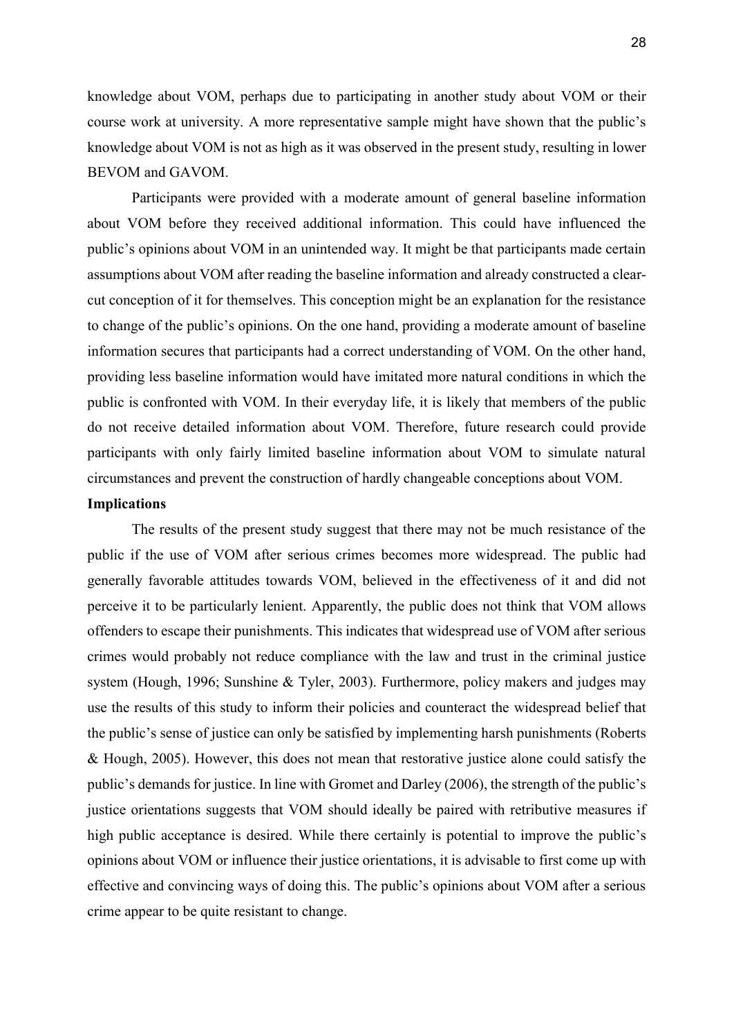knowledge about VOM, perhaps due to participating in another study about VOM or their course work at university. A more representative sample might have shown that the public's knowledge about VOM is not as high as it was observed in the present study, resulting in lower BEVOM and GAVOM.

Participants were provided with a moderate amount of general baseline information about VOM before they received additional information. This could have influenced the public's opinions about VOM in an unintended way. It might be that participants made certain assumptions about VOM after reading the baseline information and already constructed a clear-cut conception of it for themselves. This conception might be an explanation for the resistance to change of the public's opinions. On the one hand, providing a moderate amount of baseline information secures that participants had a correct understanding of VOM. On the other hand, providing less baseline information would have imitated more natural conditions in which the public is confronted with VOM. In their everyday life, it is likely that members of the public do not receive detailed information about VOM. Therefore, future research could provide participants with only fairly limited baseline information about VOM to simulate natural circumstances and prevent the construction of hardly changeable conceptions about VOM.

**Implications**

The results of the present study suggest that there may not be much resistance of the public if the use of VOM after serious crimes becomes more widespread. The public had generally favorable attitudes towards VOM, believed in the effectiveness of it and did not perceive it to be particularly lenient. Apparently, the public does not think that VOM allows offenders to escape their punishments. This indicates that widespread use of VOM after serious crimes would probably not reduce compliance with the law and trust in the criminal justice system (Hough, 1996; Sunshine & Tyler, 2003). Furthermore, policy makers and judges may use the results of this study to inform their policies and counteract the widespread belief that the public's sense of justice can only be satisfied by implementing harsh punishments (Roberts & Hough, 2005). However, this does not mean that restorative justice alone could satisfy the public's demands for justice. In line with Gromet and Darley (2006), the strength of the public's justice orientations suggests that VOM should ideally be paired with retributive measures if high public acceptance is desired. While there certainly is potential to improve the public's opinions about VOM or influence their justice orientations, it is advisable to first come up with effective and convincing ways of doing this. The public's opinions about VOM after a serious crime appear to be quite resistant to change.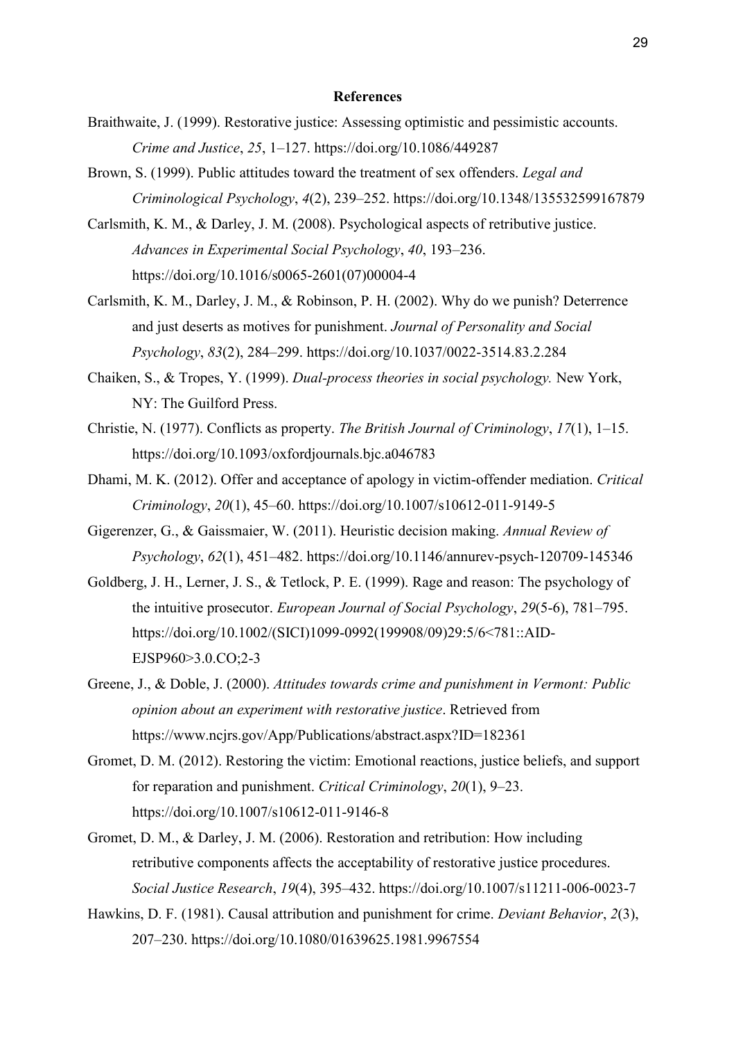## References

Braithwaite, J. (1999). Restorative justice: Assessing optimistic and pessimistic accounts. *Crime and Justice*, *25*, 1–127. https://doi.org/10.1086/449287

Brown, S. (1999). Public attitudes toward the treatment of sex offenders. *Legal and Criminological Psychology*, *4*(2), 239–252. https://doi.org/10.1348/135532599167879

Carlsmith, K. M., & Darley, J. M. (2008). Psychological aspects of retributive justice. *Advances in Experimental Social Psychology*, *40*, 193–236. https://doi.org/10.1016/s0065-2601(07)00004-4

Carlsmith, K. M., Darley, J. M., & Robinson, P. H. (2002). Why do we punish? Deterrence and just deserts as motives for punishment. *Journal of Personality and Social Psychology*, *83*(2), 284–299. https://doi.org/10.1037/0022-3514.83.2.284

Chaiken, S., & Tropes, Y. (1999). *Dual-process theories in social psychology.* New York, NY: The Guilford Press.

Christie, N. (1977). Conflicts as property. *The British Journal of Criminology*, *17*(1), 1–15. https://doi.org/10.1093/oxfordjournals.bjc.a046783

Dhami, M. K. (2012). Offer and acceptance of apology in victim-offender mediation. *Critical Criminology*, *20*(1), 45–60. https://doi.org/10.1007/s10612-011-9149-5

Gigerenzer, G., & Gaissmaier, W. (2011). Heuristic decision making. *Annual Review of Psychology*, *62*(1), 451–482. https://doi.org/10.1146/annurev-psych-120709-145346

Goldberg, J. H., Lerner, J. S., & Tetlock, P. E. (1999). Rage and reason: The psychology of the intuitive prosecutor. *European Journal of Social Psychology*, *29*(5-6), 781–795. https://doi.org/10.1002/(SICI)1099-0992(199908/09)29:5/6<781::AID-EJSP960>3.0.CO;2-3

Greene, J., & Doble, J. (2000). *Attitudes towards crime and punishment in Vermont: Public opinion about an experiment with restorative justice*. Retrieved from https://www.ncjrs.gov/App/Publications/abstract.aspx?ID=182361

Gromet, D. M. (2012). Restoring the victim: Emotional reactions, justice beliefs, and support for reparation and punishment. *Critical Criminology*, *20*(1), 9–23. https://doi.org/10.1007/s10612-011-9146-8

Gromet, D. M., & Darley, J. M. (2006). Restoration and retribution: How including retributive components affects the acceptability of restorative justice procedures. *Social Justice Research*, *19*(4), 395–432. https://doi.org/10.1007/s11211-006-0023-7

Hawkins, D. F. (1981). Causal attribution and punishment for crime. *Deviant Behavior*, *2*(3), 207–230. https://doi.org/10.1080/01639625.1981.9967554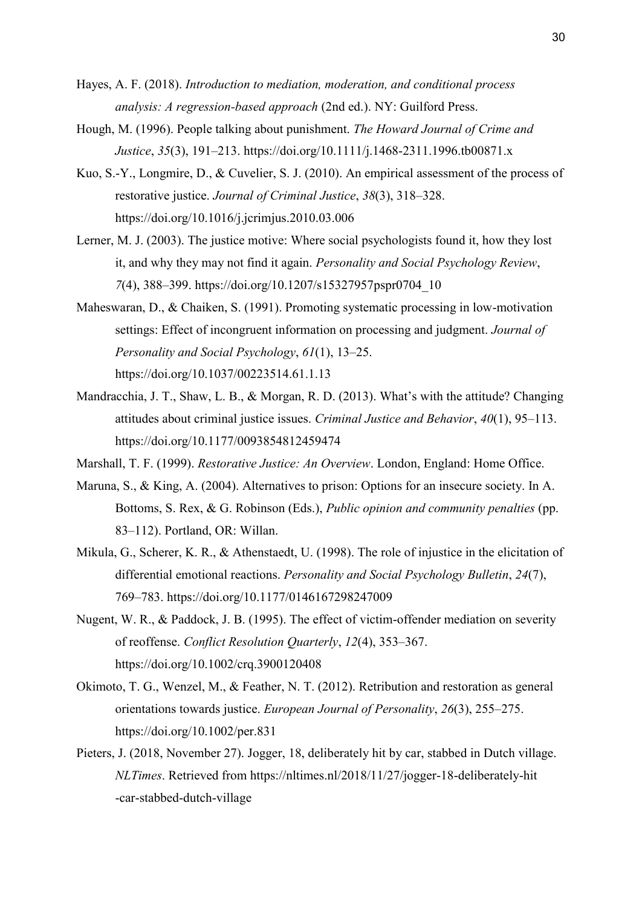Hayes, A. F. (2018). *Introduction to mediation, moderation, and conditional process analysis: A regression-based approach* (2nd ed.). NY: Guilford Press.

Hough, M. (1996). People talking about punishment. *The Howard Journal of Crime and Justice*, *35*(3), 191–213. https://doi.org/10.1111/j.1468-2311.1996.tb00871.x

Kuo, S.-Y., Longmire, D., & Cuvelier, S. J. (2010). An empirical assessment of the process of restorative justice. *Journal of Criminal Justice*, *38*(3), 318–328. https://doi.org/10.1016/j.jcrimjus.2010.03.006

Lerner, M. J. (2003). The justice motive: Where social psychologists found it, how they lost it, and why they may not find it again. *Personality and Social Psychology Review*, *7*(4), 388–399. https://doi.org/10.1207/s15327957pspr0704_10

Maheswaran, D., & Chaiken, S. (1991). Promoting systematic processing in low-motivation settings: Effect of incongruent information on processing and judgment. *Journal of Personality and Social Psychology*, *61*(1), 13–25. https://doi.org/10.1037/00223514.61.1.13

Mandracchia, J. T., Shaw, L. B., & Morgan, R. D. (2013). What's with the attitude? Changing attitudes about criminal justice issues. *Criminal Justice and Behavior*, *40*(1), 95–113. https://doi.org/10.1177/0093854812459474

Marshall, T. F. (1999). *Restorative Justice: An Overview*. London, England: Home Office.

Maruna, S., & King, A. (2004). Alternatives to prison: Options for an insecure society. In A. Bottoms, S. Rex, & G. Robinson (Eds.), *Public opinion and community penalties* (pp. 83–112). Portland, OR: Willan.

Mikula, G., Scherer, K. R., & Athenstaedt, U. (1998). The role of injustice in the elicitation of differential emotional reactions. *Personality and Social Psychology Bulletin*, *24*(7), 769–783. https://doi.org/10.1177/0146167298247009

Nugent, W. R., & Paddock, J. B. (1995). The effect of victim-offender mediation on severity of reoffense. *Conflict Resolution Quarterly*, *12*(4), 353–367. https://doi.org/10.1002/crq.3900120408

Okimoto, T. G., Wenzel, M., & Feather, N. T. (2012). Retribution and restoration as general orientations towards justice. *European Journal of Personality*, *26*(3), 255–275. https://doi.org/10.1002/per.831

Pieters, J. (2018, November 27). Jogger, 18, deliberately hit by car, stabbed in Dutch village. *NLTimes*. Retrieved from https://nltimes.nl/2018/11/27/jogger-18-deliberately-hit-car-stabbed-dutch-village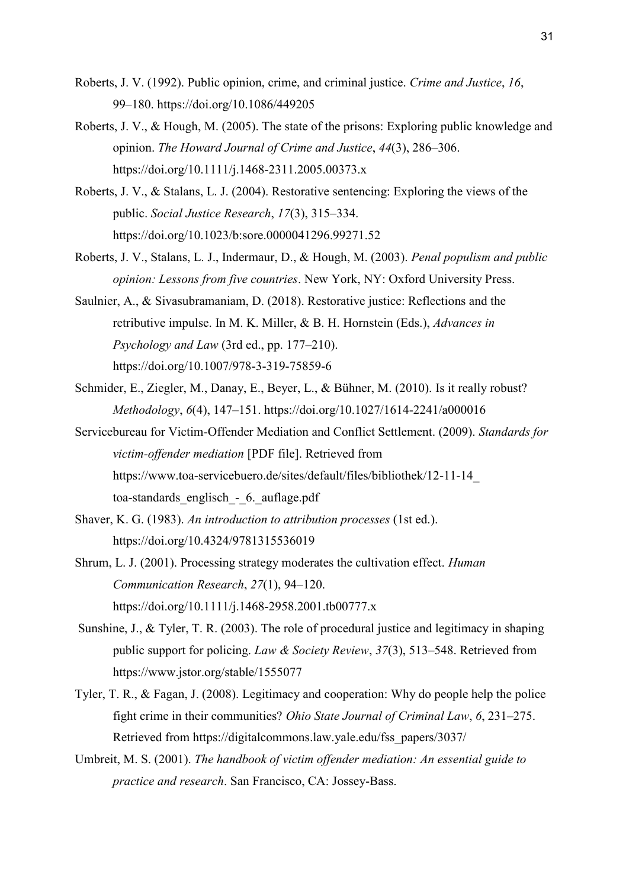Roberts, J. V. (1992). Public opinion, crime, and criminal justice. *Crime and Justice*, *16*, 99–180. https://doi.org/10.1086/449205

Roberts, J. V., & Hough, M. (2005). The state of the prisons: Exploring public knowledge and opinion. *The Howard Journal of Crime and Justice*, *44*(3), 286–306. https://doi.org/10.1111/j.1468-2311.2005.00373.x

Roberts, J. V., & Stalans, L. J. (2004). Restorative sentencing: Exploring the views of the public. *Social Justice Research*, *17*(3), 315–334. https://doi.org/10.1023/b:sore.0000041296.99271.52

Roberts, J. V., Stalans, L. J., Indermaur, D., & Hough, M. (2003). *Penal populism and public opinion: Lessons from five countries*. New York, NY: Oxford University Press.

Saulnier, A., & Sivasubramaniam, D. (2018). Restorative justice: Reflections and the retributive impulse. In M. K. Miller, & B. H. Hornstein (Eds.), *Advances in Psychology and Law* (3rd ed., pp. 177–210). https://doi.org/10.1007/978-3-319-75859-6

Schmider, E., Ziegler, M., Danay, E., Beyer, L., & Bühner, M. (2010). Is it really robust? *Methodology*, *6*(4), 147–151. https://doi.org/10.1027/1614-2241/a000016

Servicebureau for Victim-Offender Mediation and Conflict Settlement. (2009). *Standards for victim-offender mediation* [PDF file]. Retrieved from https://www.toa-servicebuero.de/sites/default/files/bibliothek/12-11-14_toa-standards_englisch_-_6._auflage.pdf

Shaver, K. G. (1983). *An introduction to attribution processes* (1st ed.). https://doi.org/10.4324/9781315536019

Shrum, L. J. (2001). Processing strategy moderates the cultivation effect. *Human Communication Research*, *27*(1), 94–120. https://doi.org/10.1111/j.1468-2958.2001.tb00777.x

Sunshine, J., & Tyler, T. R. (2003). The role of procedural justice and legitimacy in shaping public support for policing. *Law & Society Review*, *37*(3), 513–548. Retrieved from https://www.jstor.org/stable/1555077

Tyler, T. R., & Fagan, J. (2008). Legitimacy and cooperation: Why do people help the police fight crime in their communities? *Ohio State Journal of Criminal Law*, *6*, 231–275. Retrieved from https://digitalcommons.law.yale.edu/fss_papers/3037/

Umbreit, M. S. (2001). *The handbook of victim offender mediation: An essential guide to practice and research*. San Francisco, CA: Jossey-Bass.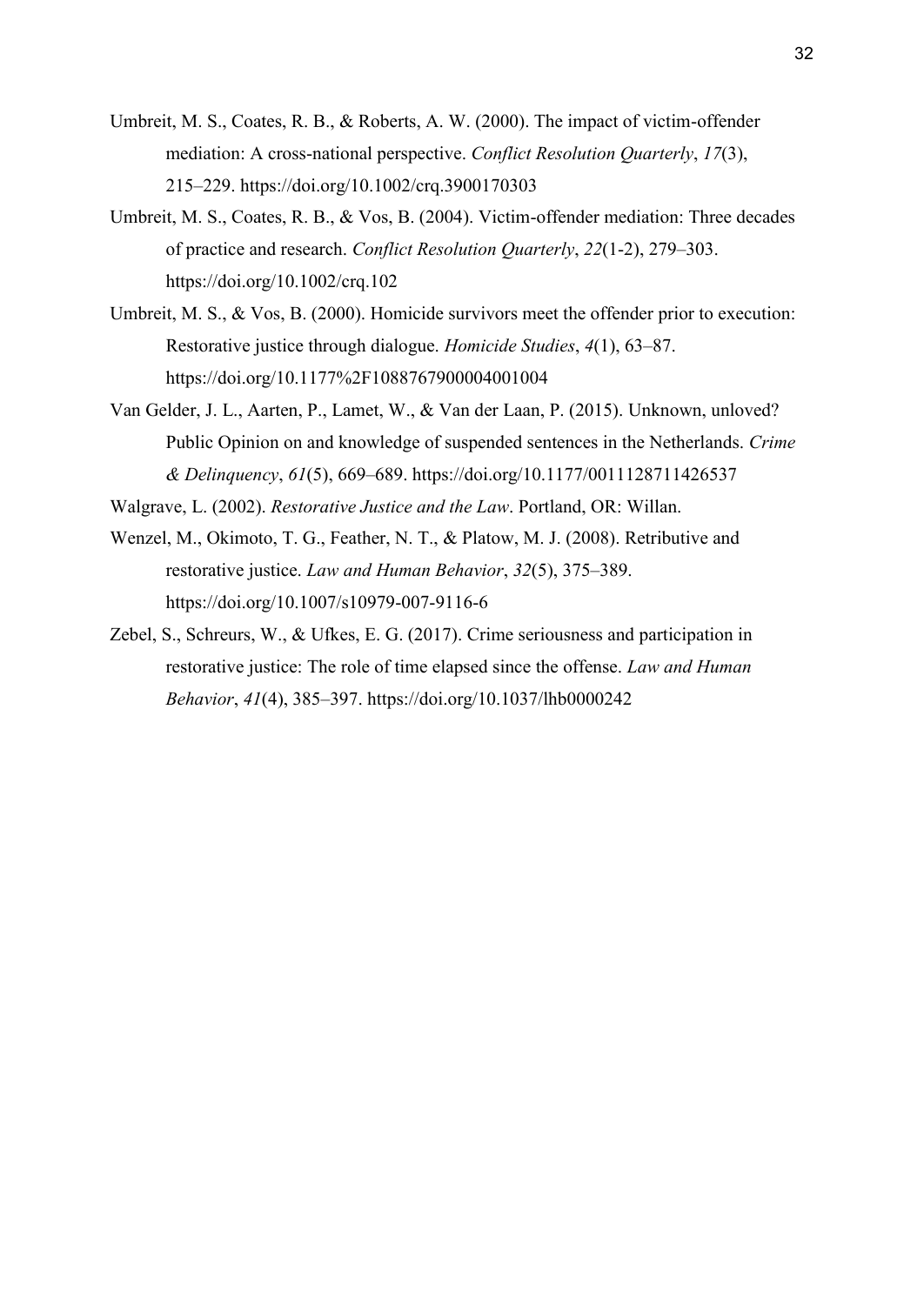Umbreit, M. S., Coates, R. B., & Roberts, A. W. (2000). The impact of victim-offender mediation: A cross-national perspective. *Conflict Resolution Quarterly*, *17*(3), 215–229. https://doi.org/10.1002/crq.3900170303

Umbreit, M. S., Coates, R. B., & Vos, B. (2004). Victim-offender mediation: Three decades of practice and research. *Conflict Resolution Quarterly*, *22*(1-2), 279–303. https://doi.org/10.1002/crq.102

Umbreit, M. S., & Vos, B. (2000). Homicide survivors meet the offender prior to execution: Restorative justice through dialogue. *Homicide Studies*, *4*(1), 63–87. https://doi.org/10.1177%2F1088767900004001004

Van Gelder, J. L., Aarten, P., Lamet, W., & Van der Laan, P. (2015). Unknown, unloved? Public Opinion on and knowledge of suspended sentences in the Netherlands. *Crime & Delinquency*, *61*(5), 669–689. https://doi.org/10.1177/0011128711426537

Walgrave, L. (2002). *Restorative Justice and the Law*. Portland, OR: Willan.

Wenzel, M., Okimoto, T. G., Feather, N. T., & Platow, M. J. (2008). Retributive and restorative justice. *Law and Human Behavior*, *32*(5), 375–389. https://doi.org/10.1007/s10979-007-9116-6

Zebel, S., Schreurs, W., & Ufkes, E. G. (2017). Crime seriousness and participation in restorative justice: The role of time elapsed since the offense. *Law and Human Behavior*, *41*(4), 385–397. https://doi.org/10.1037/lhb0000242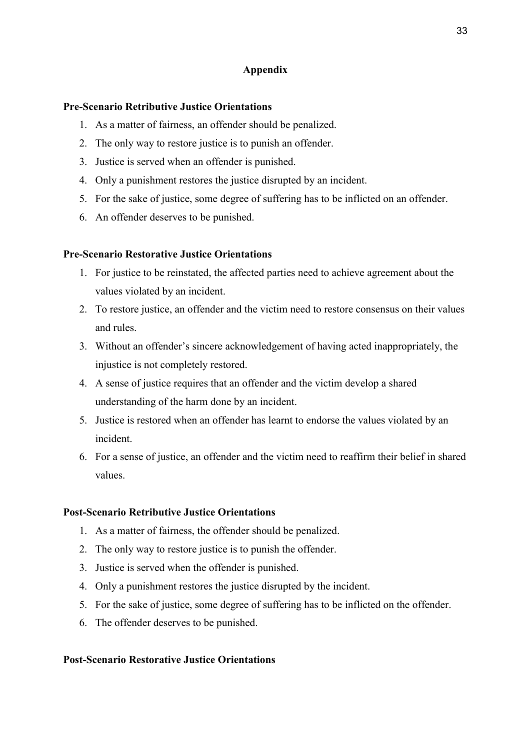## Appendix

### Pre-Scenario Retributive Justice Orientations

1. As a matter of fairness, an offender should be penalized.
2. The only way to restore justice is to punish an offender.
3. Justice is served when an offender is punished.
4. Only a punishment restores the justice disrupted by an incident.
5. For the sake of justice, some degree of suffering has to be inflicted on an offender.
6. An offender deserves to be punished.

### Pre-Scenario Restorative Justice Orientations

1. For justice to be reinstated, the affected parties need to achieve agreement about the values violated by an incident.
2. To restore justice, an offender and the victim need to restore consensus on their values and rules.
3. Without an offender's sincere acknowledgement of having acted inappropriately, the injustice is not completely restored.
4. A sense of justice requires that an offender and the victim develop a shared understanding of the harm done by an incident.
5. Justice is restored when an offender has learnt to endorse the values violated by an incident.
6. For a sense of justice, an offender and the victim need to reaffirm their belief in shared values.

### Post-Scenario Retributive Justice Orientations

1. As a matter of fairness, the offender should be penalized.
2. The only way to restore justice is to punish the offender.
3. Justice is served when the offender is punished.
4. Only a punishment restores the justice disrupted by the incident.
5. For the sake of justice, some degree of suffering has to be inflicted on the offender.
6. The offender deserves to be punished.

### Post-Scenario Restorative Justice Orientations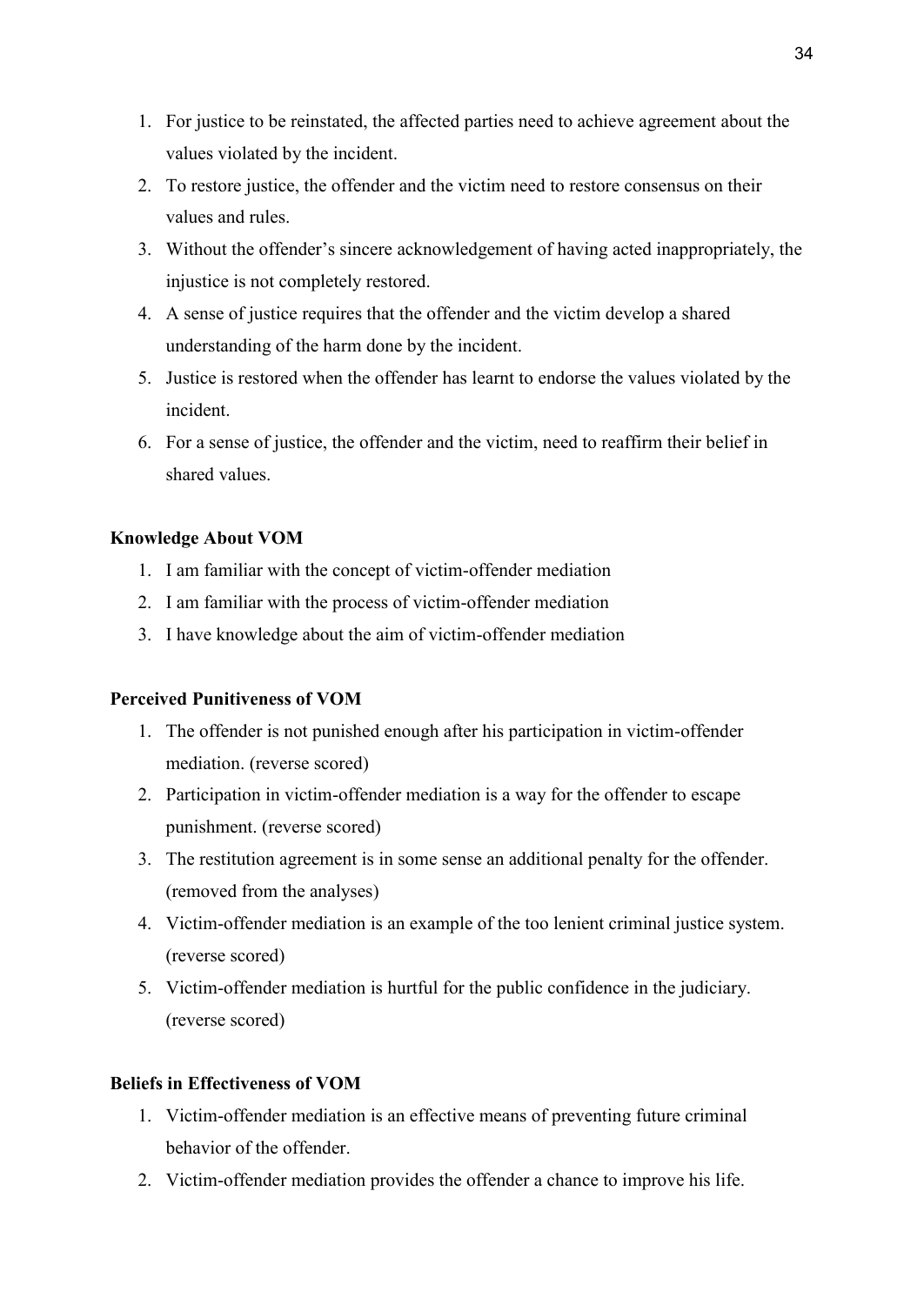1. For justice to be reinstated, the affected parties need to achieve agreement about the values violated by the incident.
2. To restore justice, the offender and the victim need to restore consensus on their values and rules.
3. Without the offender's sincere acknowledgement of having acted inappropriately, the injustice is not completely restored.
4. A sense of justice requires that the offender and the victim develop a shared understanding of the harm done by the incident.
5. Justice is restored when the offender has learnt to endorse the values violated by the incident.
6. For a sense of justice, the offender and the victim, need to reaffirm their belief in shared values.

**Knowledge About VOM**

1. I am familiar with the concept of victim-offender mediation
2. I am familiar with the process of victim-offender mediation
3. I have knowledge about the aim of victim-offender mediation

**Perceived Punitiveness of VOM**

1. The offender is not punished enough after his participation in victim-offender mediation. (reverse scored)
2. Participation in victim-offender mediation is a way for the offender to escape punishment. (reverse scored)
3. The restitution agreement is in some sense an additional penalty for the offender. (removed from the analyses)
4. Victim-offender mediation is an example of the too lenient criminal justice system. (reverse scored)
5. Victim-offender mediation is hurtful for the public confidence in the judiciary. (reverse scored)

**Beliefs in Effectiveness of VOM**

1. Victim-offender mediation is an effective means of preventing future criminal behavior of the offender.
2. Victim-offender mediation provides the offender a chance to improve his life.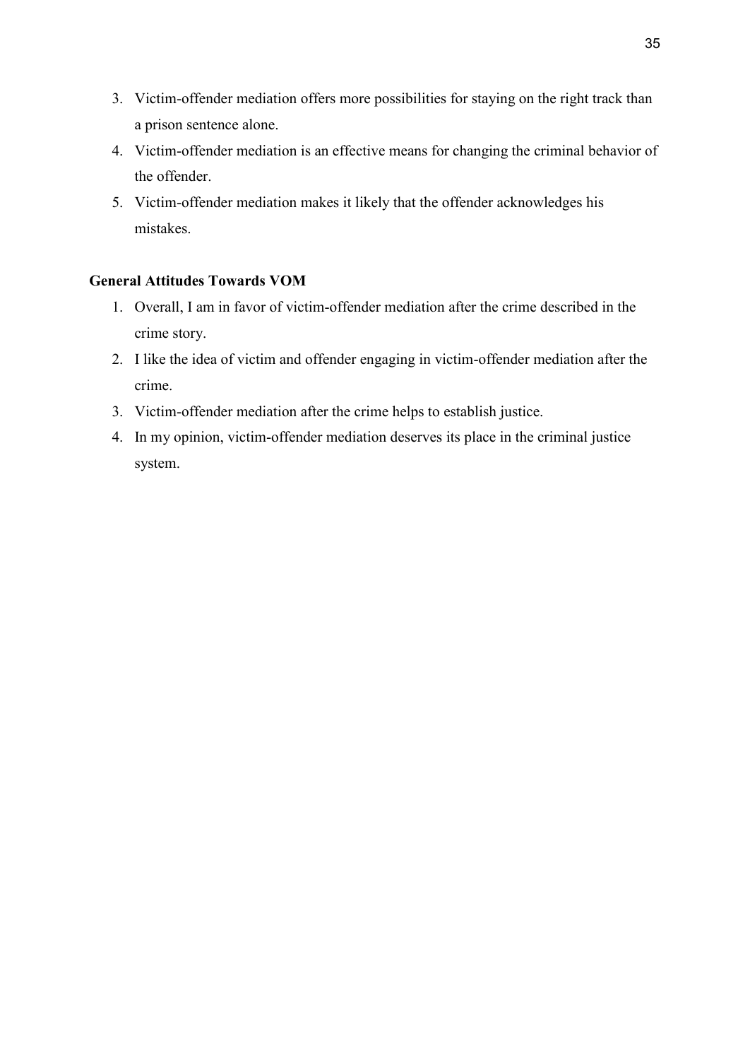3. Victim-offender mediation offers more possibilities for staying on the right track than a prison sentence alone.
4. Victim-offender mediation is an effective means for changing the criminal behavior of the offender.
5. Victim-offender mediation makes it likely that the offender acknowledges his mistakes.

**General Attitudes Towards VOM**

1. Overall, I am in favor of victim-offender mediation after the crime described in the crime story.
2. I like the idea of victim and offender engaging in victim-offender mediation after the crime.
3. Victim-offender mediation after the crime helps to establish justice.
4. In my opinion, victim-offender mediation deserves its place in the criminal justice system.